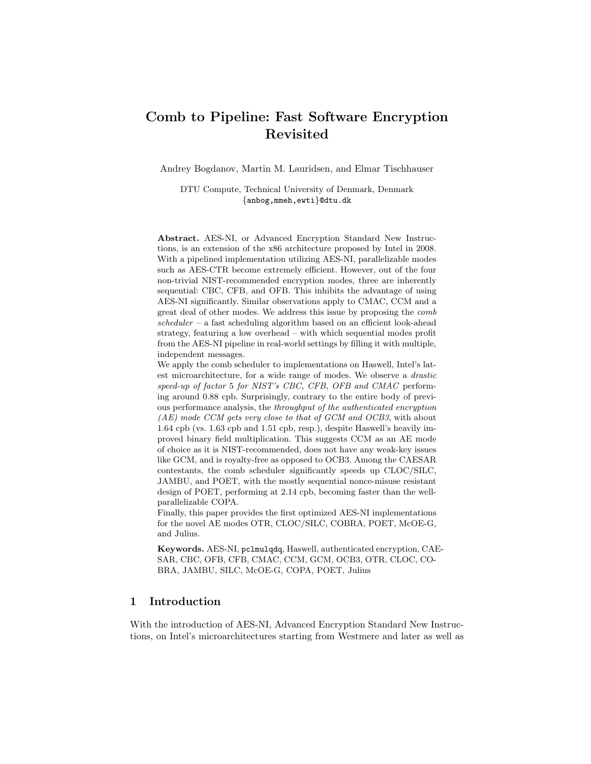# Comb to Pipeline: Fast Software Encryption Revisited

Andrey Bogdanov, Martin M. Lauridsen, and Elmar Tischhauser

DTU Compute, Technical University of Denmark, Denmark
{anbog,mmeh,ewti}@dtu.dk

**Abstract.** AES-NI, or Advanced Encryption Standard New Instructions, is an extension of the x86 architecture proposed by Intel in 2008. With a pipelined implementation utilizing AES-NI, parallelizable modes such as AES-CTR become extremely efficient. However, out of the four non-trivial NIST-recommended encryption modes, three are inherently sequential: CBC, CFB, and OFB. This inhibits the advantage of using AES-NI significantly. Similar observations apply to CMAC, CCM and a great deal of other modes. We address this issue by proposing the *comb scheduler* – a fast scheduling algorithm based on an efficient look-ahead strategy, featuring a low overhead – with which sequential modes profit from the AES-NI pipeline in real-world settings by filling it with multiple, independent messages.

We apply the comb scheduler to implementations on Haswell, Intel's latest microarchitecture, for a wide range of modes. We observe a *drastic speed-up of factor 5 for NIST's CBC, CFB, OFB and CMAC* performing around 0.88 cpb. Surprisingly, contrary to the entire body of previous performance analysis, the *throughput of the authenticated encryption (AE) mode CCM gets very close to that of GCM and OCB3*, with about 1.64 cpb (vs. 1.63 cpb and 1.51 cpb, resp.), despite Haswell's heavily improved binary field multiplication. This suggests CCM as an AE mode of choice as it is NIST-recommended, does not have any weak-key issues like GCM, and is royalty-free as opposed to OCB3. Among the CAESAR contestants, the comb scheduler significantly speeds up CLOC/SILC, JAMBU, and POET, with the mostly sequential nonce-misuse resistant design of POET, performing at 2.14 cpb, becoming faster than the well-parallelizable COPA.

Finally, this paper provides the first optimized AES-NI implementations for the novel AE modes OTR, CLOC/SILC, COBRA, POET, McOE-G, and Julius.

**Keywords.** AES-NI, `pclmulqdq`, Haswell, authenticated encryption, CAESAR, CBC, OFB, CFB, CMAC, CCM, GCM, OCB3, OTR, CLOC, COBRA, JAMBU, SILC, McOE-G, COPA, POET, Julius

## 1 Introduction

With the introduction of AES-NI, Advanced Encryption Standard New Instructions, on Intel's microarchitectures starting from Westmere and later as well as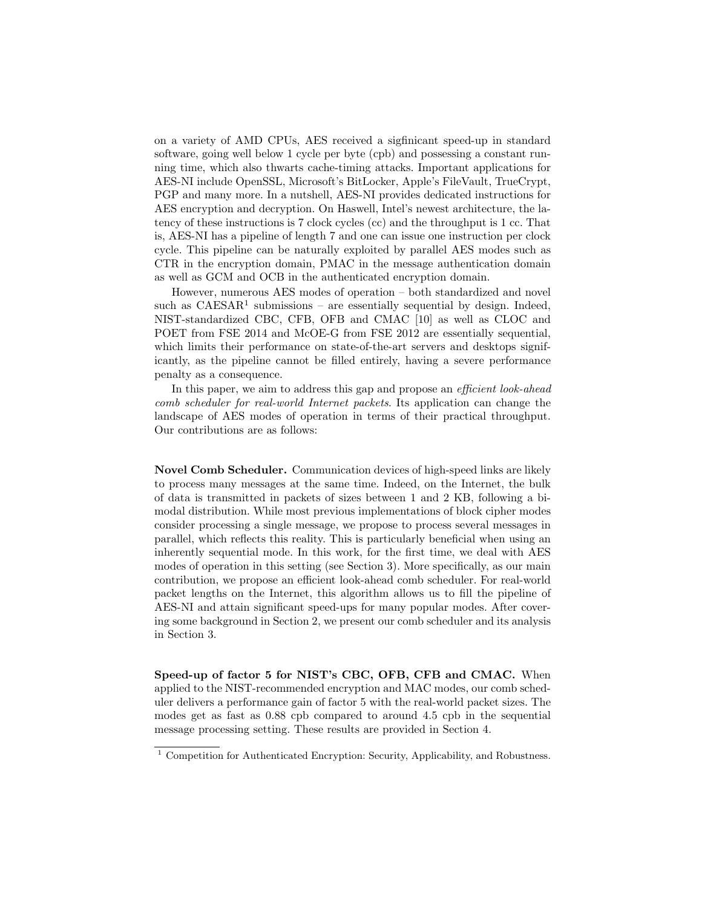on a variety of AMD CPUs, AES received a sigfinicant speed-up in standard software, going well below 1 cycle per byte (cpb) and possessing a constant running time, which also thwarts cache-timing attacks. Important applications for AES-NI include OpenSSL, Microsoft's BitLocker, Apple's FileVault, TrueCrypt, PGP and many more. In a nutshell, AES-NI provides dedicated instructions for AES encryption and decryption. On Haswell, Intel's newest architecture, the latency of these instructions is 7 clock cycles (cc) and the throughput is 1 cc. That is, AES-NI has a pipeline of length 7 and one can issue one instruction per clock cycle. This pipeline can be naturally exploited by parallel AES modes such as CTR in the encryption domain, PMAC in the message authentication domain as well as GCM and OCB in the authenticated encryption domain.

However, numerous AES modes of operation – both standardized and novel such as CAESAR[1] submissions – are essentially sequential by design. Indeed, NIST-standardized CBC, CFB, OFB and CMAC [10] as well as CLOC and POET from FSE 2014 and McOE-G from FSE 2012 are essentially sequential, which limits their performance on state-of-the-art servers and desktops significantly, as the pipeline cannot be filled entirely, having a severe performance penalty as a consequence.

In this paper, we aim to address this gap and propose an *efficient look-ahead comb scheduler for real-world Internet packets*. Its application can change the landscape of AES modes of operation in terms of their practical throughput. Our contributions are as follows:

**Novel Comb Scheduler.** Communication devices of high-speed links are likely to process many messages at the same time. Indeed, on the Internet, the bulk of data is transmitted in packets of sizes between 1 and 2 KB, following a bimodal distribution. While most previous implementations of block cipher modes consider processing a single message, we propose to process several messages in parallel, which reflects this reality. This is particularly beneficial when using an inherently sequential mode. In this work, for the first time, we deal with AES modes of operation in this setting (see Section 3). More specifically, as our main contribution, we propose an efficient look-ahead comb scheduler. For real-world packet lengths on the Internet, this algorithm allows us to fill the pipeline of AES-NI and attain significant speed-ups for many popular modes. After covering some background in Section 2, we present our comb scheduler and its analysis in Section 3.

**Speed-up of factor 5 for NIST's CBC, OFB, CFB and CMAC.** When applied to the NIST-recommended encryption and MAC modes, our comb scheduler delivers a performance gain of factor 5 with the real-world packet sizes. The modes get as fast as 0.88 cpb compared to around 4.5 cpb in the sequential message processing setting. These results are provided in Section 4.

[1] Competition for Authenticated Encryption: Security, Applicability, and Robustness.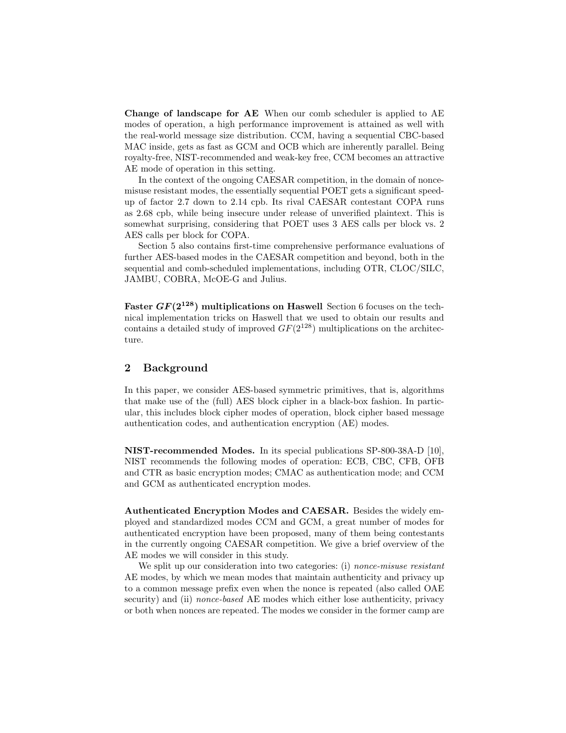**Change of landscape for AE** When our comb scheduler is applied to AE modes of operation, a high performance improvement is attained as well with the real-world message size distribution. CCM, having a sequential CBC-based MAC inside, gets as fast as GCM and OCB which are inherently parallel. Being royalty-free, NIST-recommended and weak-key free, CCM becomes an attractive AE mode of operation in this setting.

In the context of the ongoing CAESAR competition, in the domain of nonce-misuse resistant modes, the essentially sequential POET gets a significant speed-up of factor 2.7 down to 2.14 cpb. Its rival CAESAR contestant COPA runs as 2.68 cpb, while being insecure under release of unverified plaintext. This is somewhat surprising, considering that POET uses 3 AES calls per block vs. 2 AES calls per block for COPA.

Section 5 also contains first-time comprehensive performance evaluations of further AES-based modes in the CAESAR competition and beyond, both in the sequential and comb-scheduled implementations, including OTR, CLOC/SILC, JAMBU, COBRA, McOE-G and Julius.

**Faster $GF(2^{128})$ multiplications on Haswell** Section 6 focuses on the technical implementation tricks on Haswell that we used to obtain our results and contains a detailed study of improved $GF(2^{128})$ multiplications on the architecture.

## 2 Background

In this paper, we consider AES-based symmetric primitives, that is, algorithms that make use of the (full) AES block cipher in a black-box fashion. In particular, this includes block cipher modes of operation, block cipher based message authentication codes, and authentication encryption (AE) modes.

**NIST-recommended Modes.** In its special publications SP-800-38A-D [10], NIST recommends the following modes of operation: ECB, CBC, CFB, OFB and CTR as basic encryption modes; CMAC as authentication mode; and CCM and GCM as authenticated encryption modes.

**Authenticated Encryption Modes and CAESAR.** Besides the widely employed and standardized modes CCM and GCM, a great number of modes for authenticated encryption have been proposed, many of them being contestants in the currently ongoing CAESAR competition. We give a brief overview of the AE modes we will consider in this study.

We split up our consideration into two categories: (i) *nonce-misuse resistant* AE modes, by which we mean modes that maintain authenticity and privacy up to a common message prefix even when the nonce is repeated (also called OAE security) and (ii) *nonce-based* AE modes which either lose authenticity, privacy or both when nonces are repeated. The modes we consider in the former camp are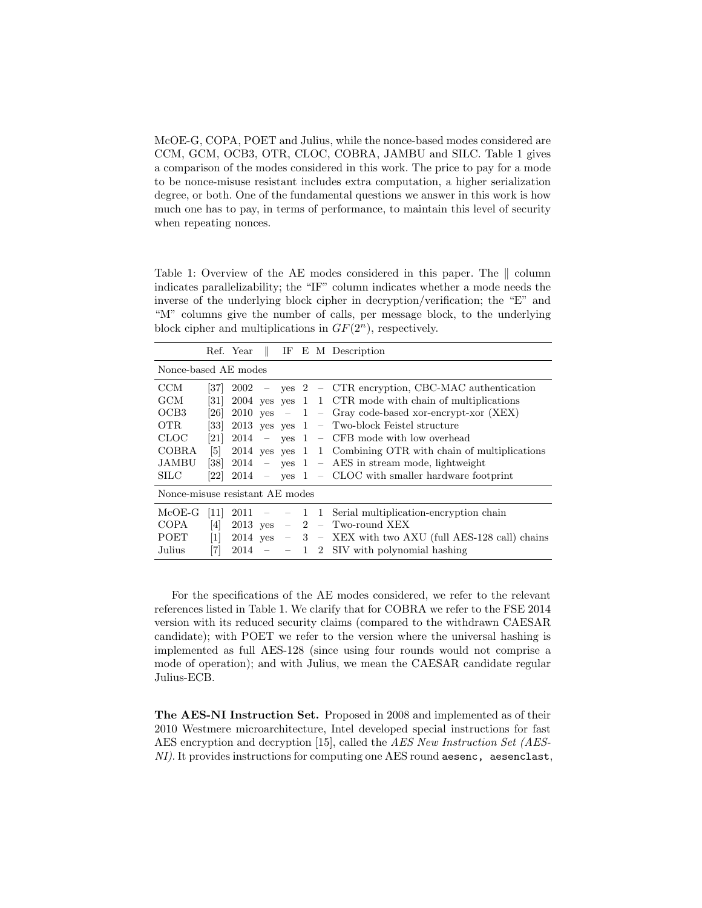McOE-G, COPA, POET and Julius, while the nonce-based modes considered are CCM, GCM, OCB3, OTR, CLOC, COBRA, JAMBU and SILC. Table 1 gives a comparison of the modes considered in this work. The price to pay for a mode to be nonce-misuse resistant includes extra computation, a higher serialization degree, or both. One of the fundamental questions we answer in this work is how much one has to pay, in terms of performance, to maintain this level of security when repeating nonces.

Table 1: Overview of the AE modes considered in this paper. The ∥ column indicates parallelizability; the "IF" column indicates whether a mode needs the inverse of the underlying block cipher in decryption/verification; the "E" and "M" columns give the number of calls, per message block, to the underlying block cipher and multiplications in $GF(2^n)$, respectively.

| | Ref. | Year | ∥ | IF | E | M | Description |
|---|---|---|---|---|---|---|---|
| **Nonce-based AE modes** | | | | | | | |
| CCM | [37] | 2002 | – | yes | 2 | – | CTR encryption, CBC-MAC authentication |
| GCM | [31] | 2004 | yes | yes | 1 | 1 | CTR mode with chain of multiplications |
| OCB3 | [26] | 2010 | yes | – | 1 | – | Gray code-based xor-encrypt-xor (XEX) |
| OTR | [33] | 2013 | yes | yes | 1 | – | Two-block Feistel structure |
| CLOC | [21] | 2014 | – | yes | 1 | – | CFB mode with low overhead |
| COBRA | [5] | 2014 | yes | yes | 1 | 1 | Combining OTR with chain of multiplications |
| JAMBU | [38] | 2014 | – | yes | 1 | – | AES in stream mode, lightweight |
| SILC | [22] | 2014 | – | yes | 1 | – | CLOC with smaller hardware footprint |
| **Nonce-misuse resistant AE modes** | | | | | | | |
| McOE-G | [11] | 2011 | – | – | 1 | 1 | Serial multiplication-encryption chain |
| COPA | [4] | 2013 | yes | – | 2 | – | Two-round XEX |
| POET | [1] | 2014 | yes | – | 3 | – | XEX with two AXU (full AES-128 call) chains |
| Julius | [7] | 2014 | – | – | 1 | 2 | SIV with polynomial hashing |

For the specifications of the AE modes considered, we refer to the relevant references listed in Table 1. We clarify that for COBRA we refer to the FSE 2014 version with its reduced security claims (compared to the withdrawn CAESAR candidate); with POET we refer to the version where the universal hashing is implemented as full AES-128 (since using four rounds would not comprise a mode of operation); and with Julius, we mean the CAESAR candidate regular Julius-ECB.

**The AES-NI Instruction Set.** Proposed in 2008 and implemented as of their 2010 Westmere microarchitecture, Intel developed special instructions for fast AES encryption and decryption [15], called the *AES New Instruction Set (AES-NI)*. It provides instructions for computing one AES round `aesenc`, `aesenclast`,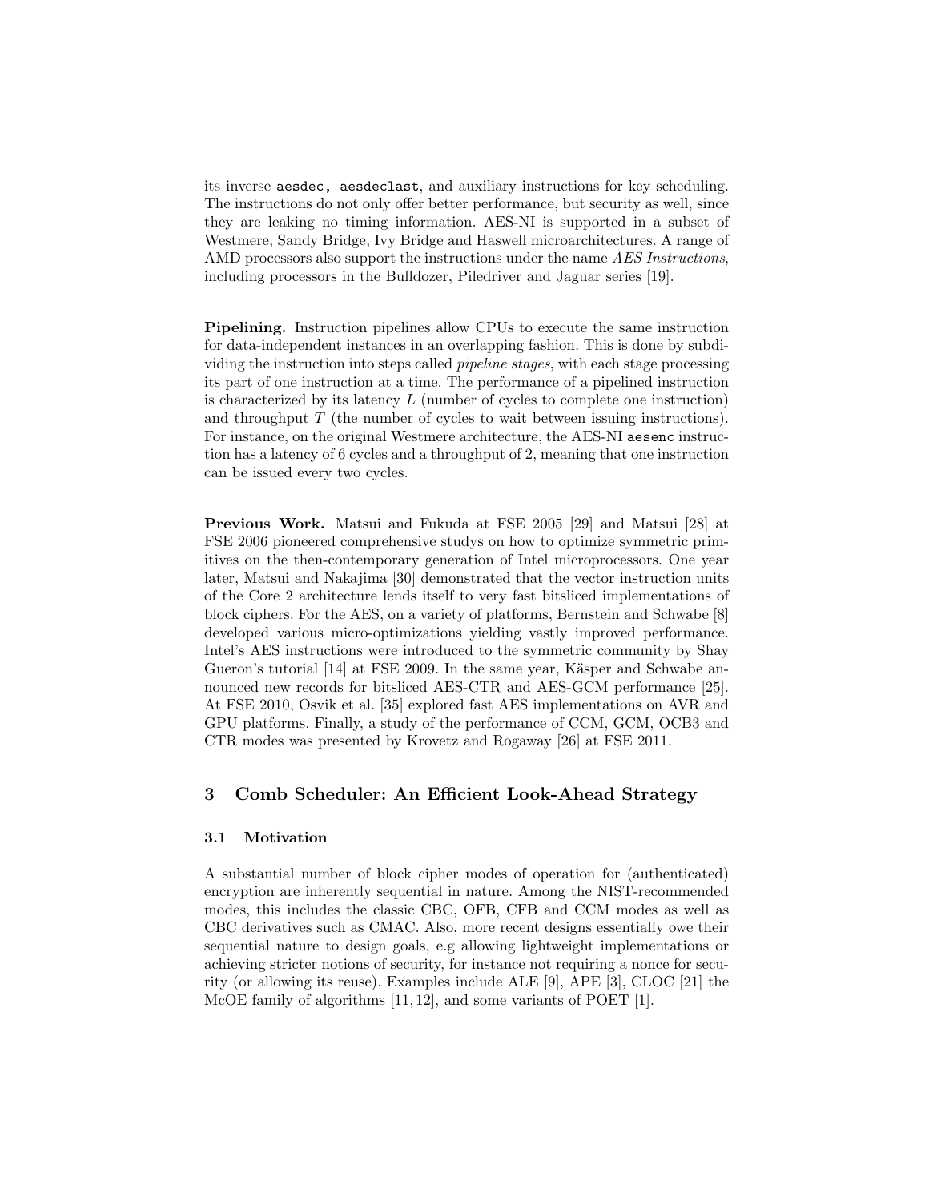its inverse `aesdec, aesdeclast`, and auxiliary instructions for key scheduling. The instructions do not only offer better performance, but security as well, since they are leaking no timing information. AES-NI is supported in a subset of Westmere, Sandy Bridge, Ivy Bridge and Haswell microarchitectures. A range of AMD processors also support the instructions under the name *AES Instructions*, including processors in the Bulldozer, Piledriver and Jaguar series [19].

**Pipelining.** Instruction pipelines allow CPUs to execute the same instruction for data-independent instances in an overlapping fashion. This is done by subdividing the instruction into steps called *pipeline stages*, with each stage processing its part of one instruction at a time. The performance of a pipelined instruction is characterized by its latency $L$ (number of cycles to complete one instruction) and throughput $T$ (the number of cycles to wait between issuing instructions). For instance, on the original Westmere architecture, the AES-NI `aesenc` instruction has a latency of 6 cycles and a throughput of 2, meaning that one instruction can be issued every two cycles.

**Previous Work.** Matsui and Fukuda at FSE 2005 [29] and Matsui [28] at FSE 2006 pioneered comprehensive studys on how to optimize symmetric primitives on the then-contemporary generation of Intel microprocessors. One year later, Matsui and Nakajima [30] demonstrated that the vector instruction units of the Core 2 architecture lends itself to very fast bitsliced implementations of block ciphers. For the AES, on a variety of platforms, Bernstein and Schwabe [8] developed various micro-optimizations yielding vastly improved performance. Intel's AES instructions were introduced to the symmetric community by Shay Gueron's tutorial [14] at FSE 2009. In the same year, Käsper and Schwabe announced new records for bitsliced AES-CTR and AES-GCM performance [25]. At FSE 2010, Osvik et al. [35] explored fast AES implementations on AVR and GPU platforms. Finally, a study of the performance of CCM, GCM, OCB3 and CTR modes was presented by Krovetz and Rogaway [26] at FSE 2011.

## 3 Comb Scheduler: An Efficient Look-Ahead Strategy

### 3.1 Motivation

A substantial number of block cipher modes of operation for (authenticated) encryption are inherently sequential in nature. Among the NIST-recommended modes, this includes the classic CBC, OFB, CFB and CCM modes as well as CBC derivatives such as CMAC. Also, more recent designs essentially owe their sequential nature to design goals, e.g allowing lightweight implementations or achieving stricter notions of security, for instance not requiring a nonce for security (or allowing its reuse). Examples include ALE [9], APE [3], CLOC [21] the McOE family of algorithms [11, 12], and some variants of POET [1].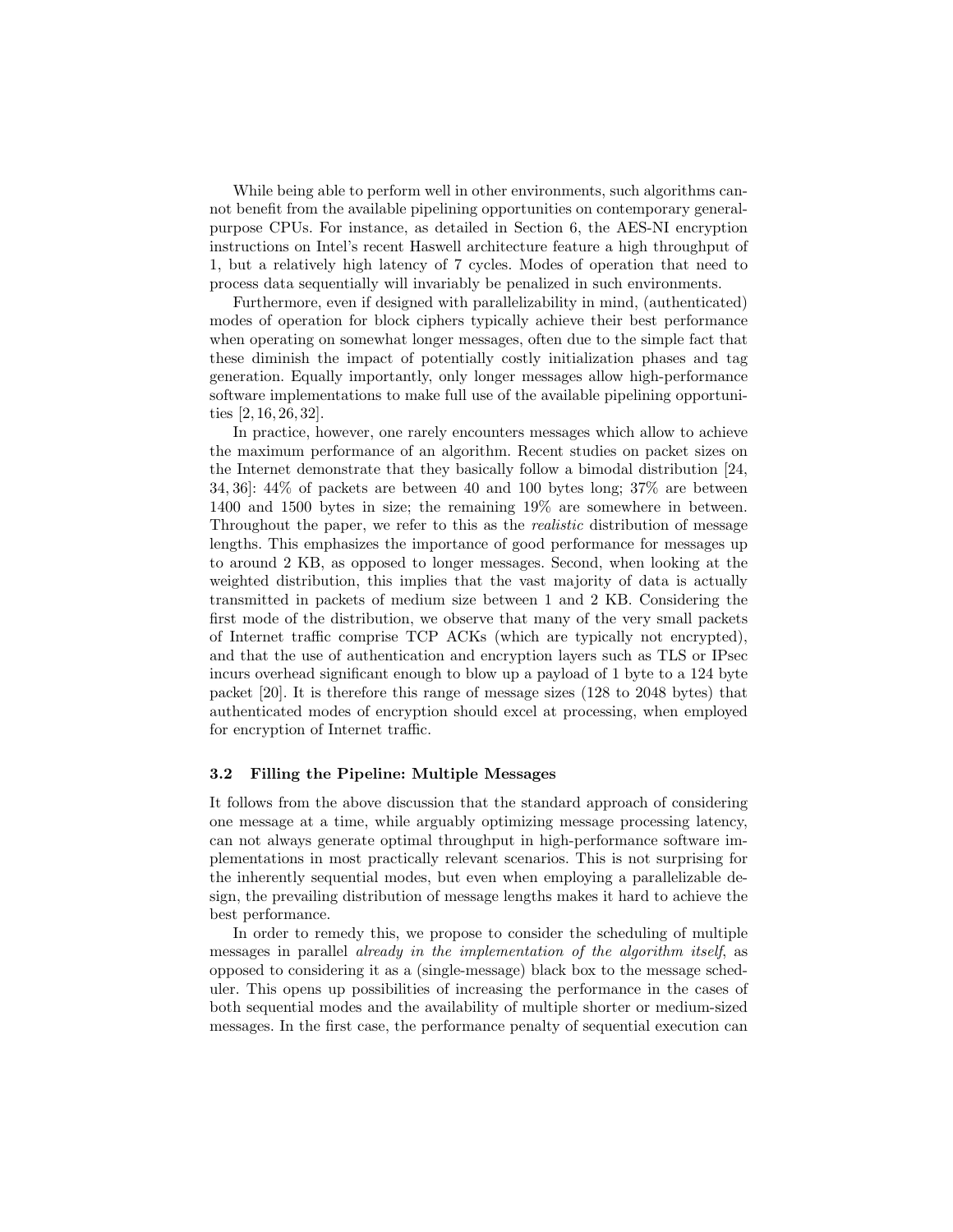While being able to perform well in other environments, such algorithms cannot benefit from the available pipelining opportunities on contemporary general-purpose CPUs. For instance, as detailed in Section 6, the AES-NI encryption instructions on Intel's recent Haswell architecture feature a high throughput of 1, but a relatively high latency of 7 cycles. Modes of operation that need to process data sequentially will invariably be penalized in such environments.

Furthermore, even if designed with parallelizability in mind, (authenticated) modes of operation for block ciphers typically achieve their best performance when operating on somewhat longer messages, often due to the simple fact that these diminish the impact of potentially costly initialization phases and tag generation. Equally importantly, only longer messages allow high-performance software implementations to make full use of the available pipelining opportunities [2, 16, 26, 32].

In practice, however, one rarely encounters messages which allow to achieve the maximum performance of an algorithm. Recent studies on packet sizes on the Internet demonstrate that they basically follow a bimodal distribution [24, 34, 36]: 44% of packets are between 40 and 100 bytes long; 37% are between 1400 and 1500 bytes in size; the remaining 19% are somewhere in between. Throughout the paper, we refer to this as the *realistic* distribution of message lengths. This emphasizes the importance of good performance for messages up to around 2 KB, as opposed to longer messages. Second, when looking at the weighted distribution, this implies that the vast majority of data is actually transmitted in packets of medium size between 1 and 2 KB. Considering the first mode of the distribution, we observe that many of the very small packets of Internet traffic comprise TCP ACKs (which are typically not encrypted), and that the use of authentication and encryption layers such as TLS or IPsec incurs overhead significant enough to blow up a payload of 1 byte to a 124 byte packet [20]. It is therefore this range of message sizes (128 to 2048 bytes) that authenticated modes of encryption should excel at processing, when employed for encryption of Internet traffic.

### 3.2 Filling the Pipeline: Multiple Messages

It follows from the above discussion that the standard approach of considering one message at a time, while arguably optimizing message processing latency, can not always generate optimal throughput in high-performance software implementations in most practically relevant scenarios. This is not surprising for the inherently sequential modes, but even when employing a parallelizable design, the prevailing distribution of message lengths makes it hard to achieve the best performance.

In order to remedy this, we propose to consider the scheduling of multiple messages in parallel *already in the implementation of the algorithm itself*, as opposed to considering it as a (single-message) black box to the message scheduler. This opens up possibilities of increasing the performance in the cases of both sequential modes and the availability of multiple shorter or medium-sized messages. In the first case, the performance penalty of sequential execution can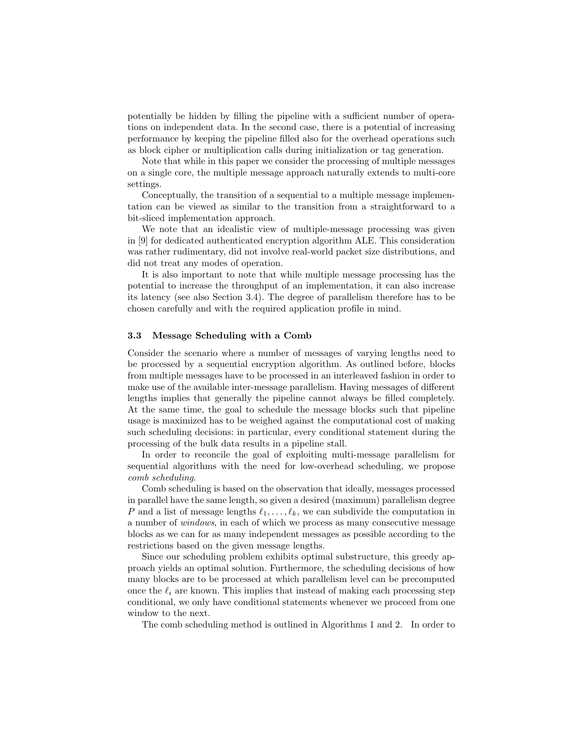potentially be hidden by filling the pipeline with a sufficient number of operations on independent data. In the second case, there is a potential of increasing performance by keeping the pipeline filled also for the overhead operations such as block cipher or multiplication calls during initialization or tag generation.

Note that while in this paper we consider the processing of multiple messages on a single core, the multiple message approach naturally extends to multi-core settings.

Conceptually, the transition of a sequential to a multiple message implementation can be viewed as similar to the transition from a straightforward to a bit-sliced implementation approach.

We note that an idealistic view of multiple-message processing was given in [9] for dedicated authenticated encryption algorithm ALE. This consideration was rather rudimentary, did not involve real-world packet size distributions, and did not treat any modes of operation.

It is also important to note that while multiple message processing has the potential to increase the throughput of an implementation, it can also increase its latency (see also Section 3.4). The degree of parallelism therefore has to be chosen carefully and with the required application profile in mind.

### 3.3 Message Scheduling with a Comb

Consider the scenario where a number of messages of varying lengths need to be processed by a sequential encryption algorithm. As outlined before, blocks from multiple messages have to be processed in an interleaved fashion in order to make use of the available inter-message parallelism. Having messages of different lengths implies that generally the pipeline cannot always be filled completely. At the same time, the goal to schedule the message blocks such that pipeline usage is maximized has to be weighed against the computational cost of making such scheduling decisions: in particular, every conditional statement during the processing of the bulk data results in a pipeline stall.

In order to reconcile the goal of exploiting multi-message parallelism for sequential algorithms with the need for low-overhead scheduling, we propose *comb scheduling*.

Comb scheduling is based on the observation that ideally, messages processed in parallel have the same length, so given a desired (maximum) parallelism degree $P$ and a list of message lengths $\ell_1, \dots, \ell_k$, we can subdivide the computation in a number of *windows*, in each of which we process as many consecutive message blocks as we can for as many independent messages as possible according to the restrictions based on the given message lengths.

Since our scheduling problem exhibits optimal substructure, this greedy approach yields an optimal solution. Furthermore, the scheduling decisions of how many blocks are to be processed at which parallelism level can be precomputed once the $\ell_i$ are known. This implies that instead of making each processing step conditional, we only have conditional statements whenever we proceed from one window to the next.

The comb scheduling method is outlined in Algorithms 1 and 2. In order to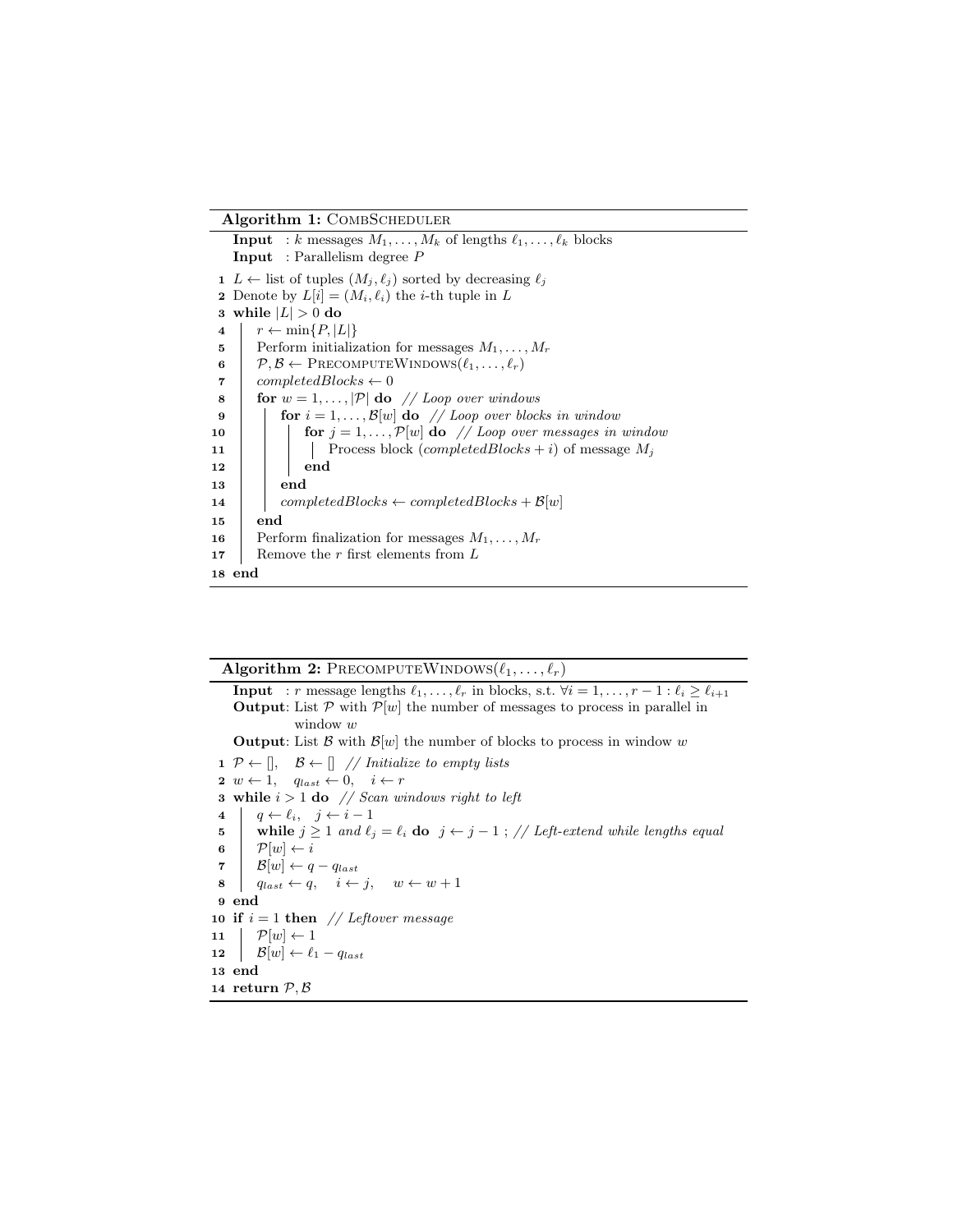**Algorithm 1:** CombScheduler

**Input** : $k$ messages $M_1, \ldots, M_k$ of lengths $\ell_1, \ldots, \ell_k$ blocks
**Input** : Parallelism degree $P$

```
1  L ← list of tuples (M_j, ℓ_j) sorted by decreasing ℓ_j
2  Denote by L[i] = (M_i, ℓ_i) the i-th tuple in L
3  while |L| > 0 do
4      r ← min{P, |L|}
5      Perform initialization for messages M_1, ..., M_r
6      𝒫, ℬ ← PrecomputeWindows(ℓ_1, ..., ℓ_r)
7      completedBlocks ← 0
8      for w = 1, ..., |𝒫| do  // Loop over windows
9          for i = 1, ..., ℬ[w] do  // Loop over blocks in window
10             for j = 1, ..., 𝒫[w] do  // Loop over messages in window
11                 Process block (completedBlocks + i) of message M_j
12             end
13         end
14         completedBlocks ← completedBlocks + ℬ[w]
15     end
16     Perform finalization for messages M_1, ..., M_r
17     Remove the r first elements from L
18 end
```

**Algorithm 2:** PrecomputeWindows($\ell_1, \ldots, \ell_r$)

**Input** : $r$ message lengths $\ell_1, \ldots, \ell_r$ in blocks, s.t. $\forall i = 1, \ldots, r-1 : \ell_i \geq \ell_{i+1}$
**Output**: List $\mathcal{P}$ with $\mathcal{P}[w]$ the number of messages to process in parallel in window $w$
**Output**: List $\mathcal{B}$ with $\mathcal{B}[w]$ the number of blocks to process in window $w$

```
1  𝒫 ← [],   ℬ ← []  // Initialize to empty lists
2  w ← 1,   q_last ← 0,   i ← r
3  while i > 1 do  // Scan windows right to left
4      q ← ℓ_i,   j ← i − 1
5      while j ≥ 1 and ℓ_j = ℓ_i do  j ← j − 1 ; // Left-extend while lengths equal
6      𝒫[w] ← i
7      ℬ[w] ← q − q_last
8      q_last ← q,   i ← j,   w ← w + 1
9  end
10 if i = 1 then  // Leftover message
11     𝒫[w] ← 1
12     ℬ[w] ← ℓ_1 − q_last
13 end
14 return 𝒫, ℬ
```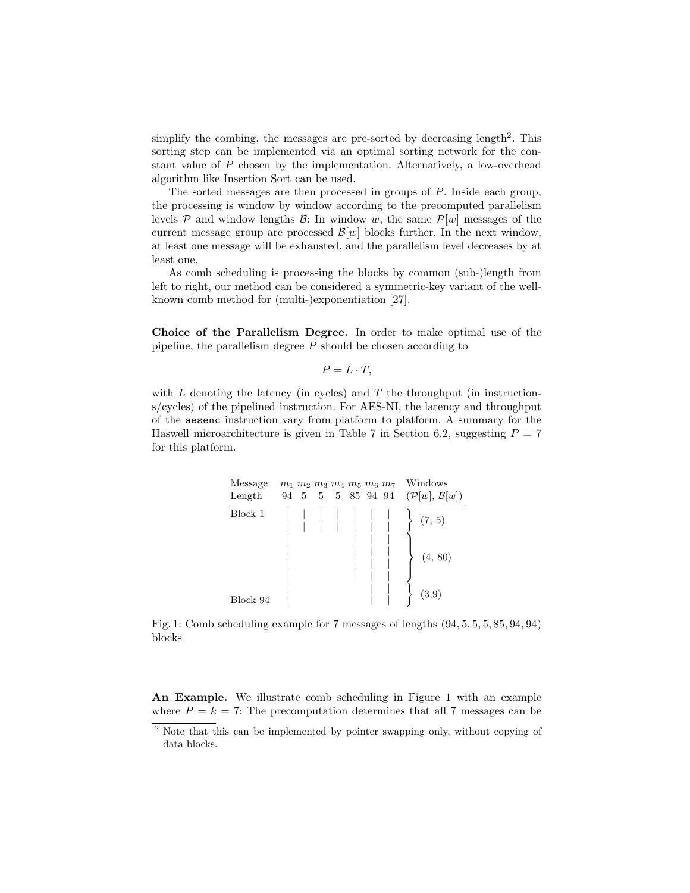simplify the combing, the messages are pre-sorted by decreasing length[2]. This sorting step can be implemented via an optimal sorting network for the constant value of $P$ chosen by the implementation. Alternatively, a low-overhead algorithm like Insertion Sort can be used.

The sorted messages are then processed in groups of $P$. Inside each group, the processing is window by window according to the precomputed parallelism levels $\mathcal{P}$ and window lengths $\mathcal{B}$: In window $w$, the same $\mathcal{P}[w]$ messages of the current message group are processed $\mathcal{B}[w]$ blocks further. In the next window, at least one message will be exhausted, and the parallelism level decreases by at least one.

As comb scheduling is processing the blocks by common (sub-)length from left to right, our method can be considered a symmetric-key variant of the well-known comb method for (multi-)exponentiation [27].

**Choice of the Parallelism Degree.** In order to make optimal use of the pipeline, the parallelism degree $P$ should be chosen according to

$$P = L \cdot T,$$

with $L$ denoting the latency (in cycles) and $T$ the throughput (in instructions/cycles) of the pipelined instruction. For AES-NI, the latency and throughput of the `aesenc` instruction vary from platform to platform. A summary for the Haswell microarchitecture is given in Table 7 in Section 6.2, suggesting $P = 7$ for this platform.

| Message Length | $m_1$ 94 | $m_2$ 5 | $m_3$ 5 | $m_4$ 5 | $m_5$ 85 | $m_6$ 94 | $m_7$ 94 | Windows $(\mathcal{P}[w], \mathcal{B}[w])$ |
|---|---|---|---|---|---|---|---|---|
| Block 1 | \| | \| | \| | \| | \| | \| | \| | (7, 5) |
| | \| | \| | \| | \| | \| | \| | \| | |
| | \| | | | | \| | \| | \| | (4, 80) |
| | \| | | | | \| | \| | \| | |
| | \| | | | | \| | \| | \| | |
| | \| | | | | \| | \| | \| | |
| | \| | | | | | \| | \| | (3,9) |
| Block 94 | \| | | | | | \| | \| | |

Fig. 1: Comb scheduling example for 7 messages of lengths $(94, 5, 5, 5, 85, 94, 94)$ blocks

**An Example.** We illustrate comb scheduling in Figure 1 with an example where $P = k = 7$: The precomputation determines that all 7 messages can be

[2] Note that this can be implemented by pointer swapping only, without copying of data blocks.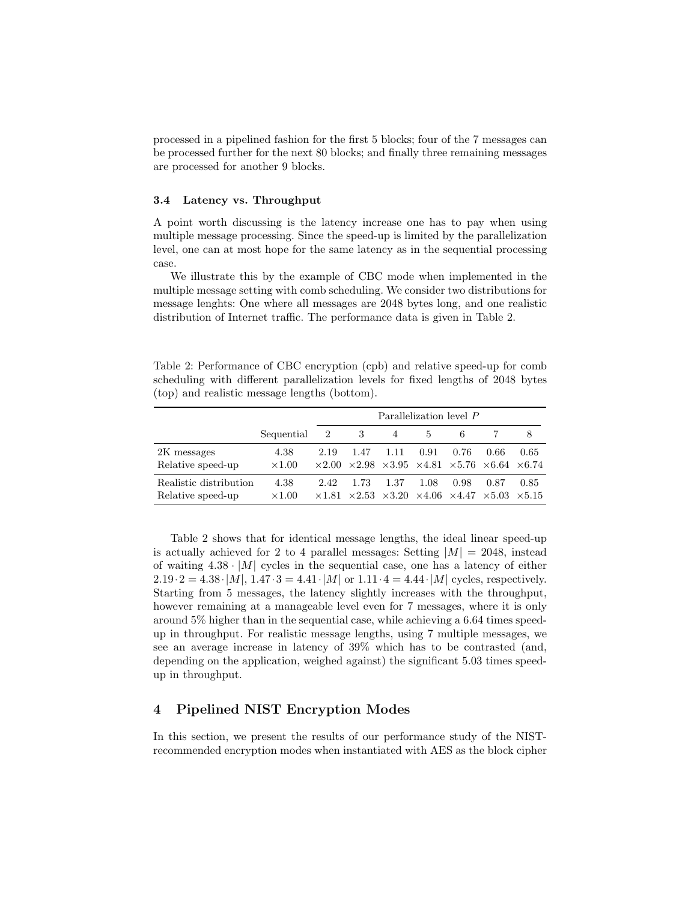processed in a pipelined fashion for the first 5 blocks; four of the 7 messages can be processed further for the next 80 blocks; and finally three remaining messages are processed for another 9 blocks.

### 3.4 Latency vs. Throughput

A point worth discussing is the latency increase one has to pay when using multiple message processing. Since the speed-up is limited by the parallelization level, one can at most hope for the same latency as in the sequential processing case.

We illustrate this by the example of CBC mode when implemented in the multiple message setting with comb scheduling. We consider two distributions for message lenghts: One where all messages are 2048 bytes long, and one realistic distribution of Internet traffic. The performance data is given in Table 2.

Table 2: Performance of CBC encryption (cpb) and relative speed-up for comb scheduling with different parallelization levels for fixed lengths of 2048 bytes (top) and realistic message lengths (bottom).

| | | Parallelization level $P$ | | | | | | |
|---|---|---|---|---|---|---|---|---|
| | Sequential | 2 | 3 | 4 | 5 | 6 | 7 | 8 |
| 2K messages | 4.38 | 2.19 | 1.47 | 1.11 | 0.91 | 0.76 | 0.66 | 0.65 |
| Relative speed-up | ×1.00 | ×2.00 | ×2.98 | ×3.95 | ×4.81 | ×5.76 | ×6.64 | ×6.74 |
| Realistic distribution | 4.38 | 2.42 | 1.73 | 1.37 | 1.08 | 0.98 | 0.87 | 0.85 |
| Relative speed-up | ×1.00 | ×1.81 | ×2.53 | ×3.20 | ×4.06 | ×4.47 | ×5.03 | ×5.15 |

Table 2 shows that for identical message lengths, the ideal linear speed-up is actually achieved for 2 to 4 parallel messages: Setting $|M| = 2048$, instead of waiting $4.38 \cdot |M|$ cycles in the sequential case, one has a latency of either $2.19 \cdot 2 = 4.38 \cdot |M|$, $1.47 \cdot 3 = 4.41 \cdot |M|$ or $1.11 \cdot 4 = 4.44 \cdot |M|$ cycles, respectively. Starting from 5 messages, the latency slightly increases with the throughput, however remaining at a manageable level even for 7 messages, where it is only around 5% higher than in the sequential case, while achieving a 6.64 times speed-up in throughput. For realistic message lengths, using 7 multiple messages, we see an average increase in latency of 39% which has to be contrasted (and, depending on the application, weighed against) the significant 5.03 times speed-up in throughput.

## 4 Pipelined NIST Encryption Modes

In this section, we present the results of our performance study of the NIST-recommended encryption modes when instantiated with AES as the block cipher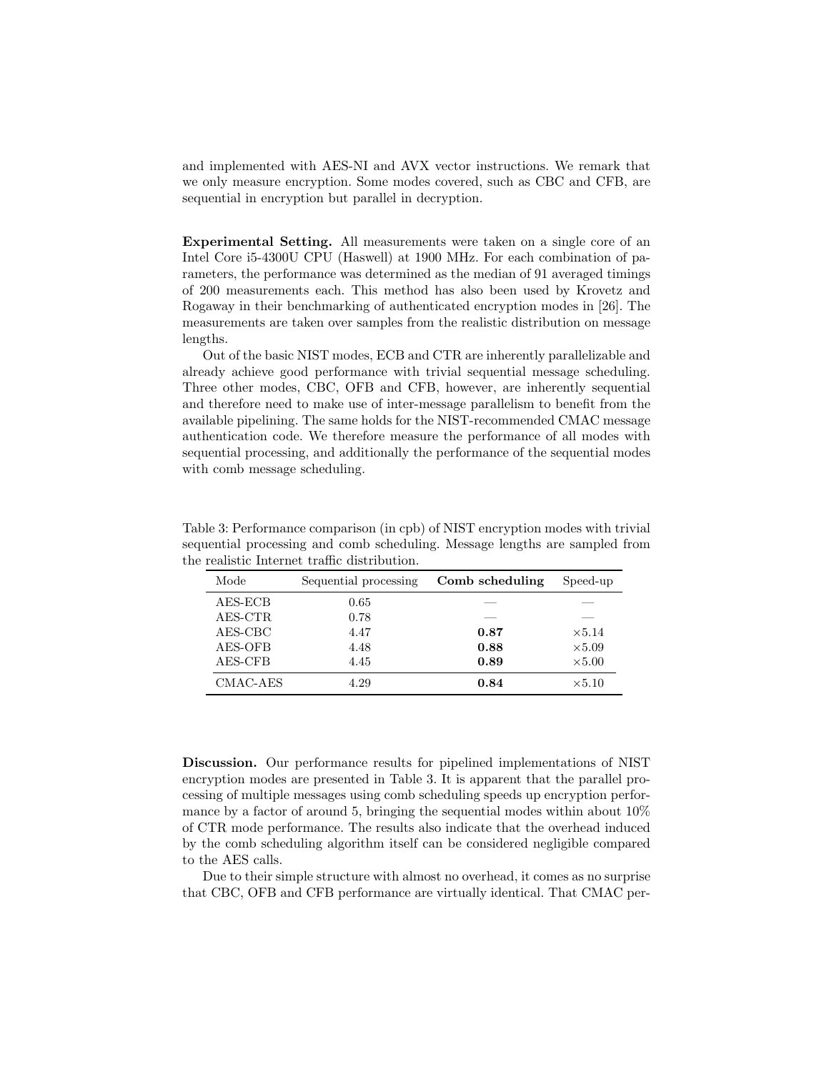and implemented with AES-NI and AVX vector instructions. We remark that we only measure encryption. Some modes covered, such as CBC and CFB, are sequential in encryption but parallel in decryption.

**Experimental Setting.** All measurements were taken on a single core of an Intel Core i5-4300U CPU (Haswell) at 1900 MHz. For each combination of parameters, the performance was determined as the median of 91 averaged timings of 200 measurements each. This method has also been used by Krovetz and Rogaway in their benchmarking of authenticated encryption modes in [26]. The measurements are taken over samples from the realistic distribution on message lengths.

Out of the basic NIST modes, ECB and CTR are inherently parallelizable and already achieve good performance with trivial sequential message scheduling. Three other modes, CBC, OFB and CFB, however, are inherently sequential and therefore need to make use of inter-message parallelism to benefit from the available pipelining. The same holds for the NIST-recommended CMAC message authentication code. We therefore measure the performance of all modes with sequential processing, and additionally the performance of the sequential modes with comb message scheduling.

Table 3: Performance comparison (in cpb) of NIST encryption modes with trivial sequential processing and comb scheduling. Message lengths are sampled from the realistic Internet traffic distribution.

| Mode | Sequential processing | **Comb scheduling** | Speed-up |
|---|---|---|---|
| AES-ECB | 0.65 | — | — |
| AES-CTR | 0.78 | — | — |
| AES-CBC | 4.47 | **0.87** | $\times 5.14$ |
| AES-OFB | 4.48 | **0.88** | $\times 5.09$ |
| AES-CFB | 4.45 | **0.89** | $\times 5.00$ |
| CMAC-AES | 4.29 | **0.84** | $\times 5.10$ |

**Discussion.** Our performance results for pipelined implementations of NIST encryption modes are presented in Table 3. It is apparent that the parallel processing of multiple messages using comb scheduling speeds up encryption performance by a factor of around 5, bringing the sequential modes within about 10% of CTR mode performance. The results also indicate that the overhead induced by the comb scheduling algorithm itself can be considered negligible compared to the AES calls.

Due to their simple structure with almost no overhead, it comes as no surprise that CBC, OFB and CFB performance are virtually identical. That CMAC per-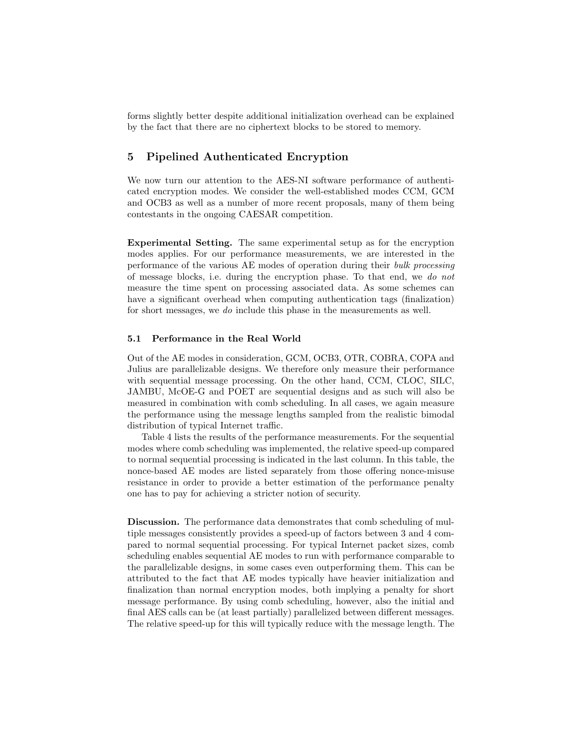forms slightly better despite additional initialization overhead can be explained by the fact that there are no ciphertext blocks to be stored to memory.

## 5 Pipelined Authenticated Encryption

We now turn our attention to the AES-NI software performance of authenticated encryption modes. We consider the well-established modes CCM, GCM and OCB3 as well as a number of more recent proposals, many of them being contestants in the ongoing CAESAR competition.

**Experimental Setting.** The same experimental setup as for the encryption modes applies. For our performance measurements, we are interested in the performance of the various AE modes of operation during their *bulk processing* of message blocks, i.e. during the encryption phase. To that end, we *do not* measure the time spent on processing associated data. As some schemes can have a significant overhead when computing authentication tags (finalization) for short messages, we *do* include this phase in the measurements as well.

### 5.1 Performance in the Real World

Out of the AE modes in consideration, GCM, OCB3, OTR, COBRA, COPA and Julius are parallelizable designs. We therefore only measure their performance with sequential message processing. On the other hand, CCM, CLOC, SILC, JAMBU, McOE-G and POET are sequential designs and as such will also be measured in combination with comb scheduling. In all cases, we again measure the performance using the message lengths sampled from the realistic bimodal distribution of typical Internet traffic.

Table 4 lists the results of the performance measurements. For the sequential modes where comb scheduling was implemented, the relative speed-up compared to normal sequential processing is indicated in the last column. In this table, the nonce-based AE modes are listed separately from those offering nonce-misuse resistance in order to provide a better estimation of the performance penalty one has to pay for achieving a stricter notion of security.

**Discussion.** The performance data demonstrates that comb scheduling of multiple messages consistently provides a speed-up of factors between 3 and 4 compared to normal sequential processing. For typical Internet packet sizes, comb scheduling enables sequential AE modes to run with performance comparable to the parallelizable designs, in some cases even outperforming them. This can be attributed to the fact that AE modes typically have heavier initialization and finalization than normal encryption modes, both implying a penalty for short message performance. By using comb scheduling, however, also the initial and final AES calls can be (at least partially) parallelized between different messages. The relative speed-up for this will typically reduce with the message length. The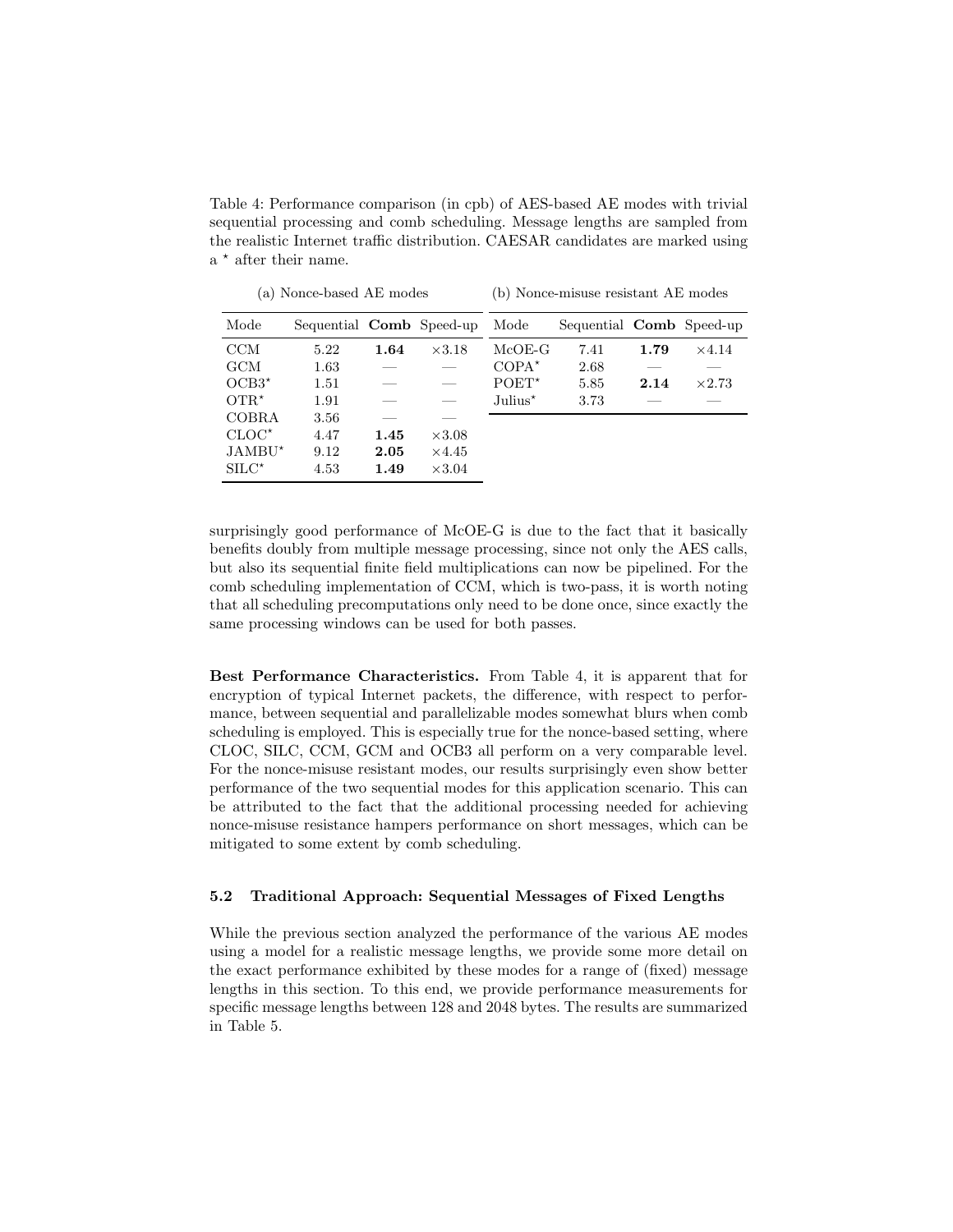Table 4: Performance comparison (in cpb) of AES-based AE modes with trivial sequential processing and comb scheduling. Message lengths are sampled from the realistic Internet traffic distribution. CAESAR candidates are marked using a $^\star$ after their name.

(a) Nonce-based AE modes

| Mode | Sequential | **Comb** | Speed-up |
|---|---|---|---|
| CCM | 5.22 | **1.64** | $\times 3.18$ |
| GCM | 1.63 | — | — |
| OCB3$^\star$ | 1.51 | — | — |
| OTR$^\star$ | 1.91 | — | — |
| COBRA | 3.56 | — | — |
| CLOC$^\star$ | 4.47 | **1.45** | $\times 3.08$ |
| JAMBU$^\star$ | 9.12 | **2.05** | $\times 4.45$ |
| SILC$^\star$ | 4.53 | **1.49** | $\times 3.04$ |

(b) Nonce-misuse resistant AE modes

| Mode | Sequential | **Comb** | Speed-up |
|---|---|---|---|
| McOE-G | 7.41 | **1.79** | $\times 4.14$ |
| COPA$^\star$ | 2.68 | — | — |
| POET$^\star$ | 5.85 | **2.14** | $\times 2.73$ |
| Julius$^\star$ | 3.73 | — | — |

surprisingly good performance of McOE-G is due to the fact that it basically benefits doubly from multiple message processing, since not only the AES calls, but also its sequential finite field multiplications can now be pipelined. For the comb scheduling implementation of CCM, which is two-pass, it is worth noting that all scheduling precomputations only need to be done once, since exactly the same processing windows can be used for both passes.

**Best Performance Characteristics.** From Table 4, it is apparent that for encryption of typical Internet packets, the difference, with respect to performance, between sequential and parallelizable modes somewhat blurs when comb scheduling is employed. This is especially true for the nonce-based setting, where CLOC, SILC, CCM, GCM and OCB3 all perform on a very comparable level. For the nonce-misuse resistant modes, our results surprisingly even show better performance of the two sequential modes for this application scenario. This can be attributed to the fact that the additional processing needed for achieving nonce-misuse resistance hampers performance on short messages, which can be mitigated to some extent by comb scheduling.

### 5.2 Traditional Approach: Sequential Messages of Fixed Lengths

While the previous section analyzed the performance of the various AE modes using a model for a realistic message lengths, we provide some more detail on the exact performance exhibited by these modes for a range of (fixed) message lengths in this section. To this end, we provide performance measurements for specific message lengths between 128 and 2048 bytes. The results are summarized in Table 5.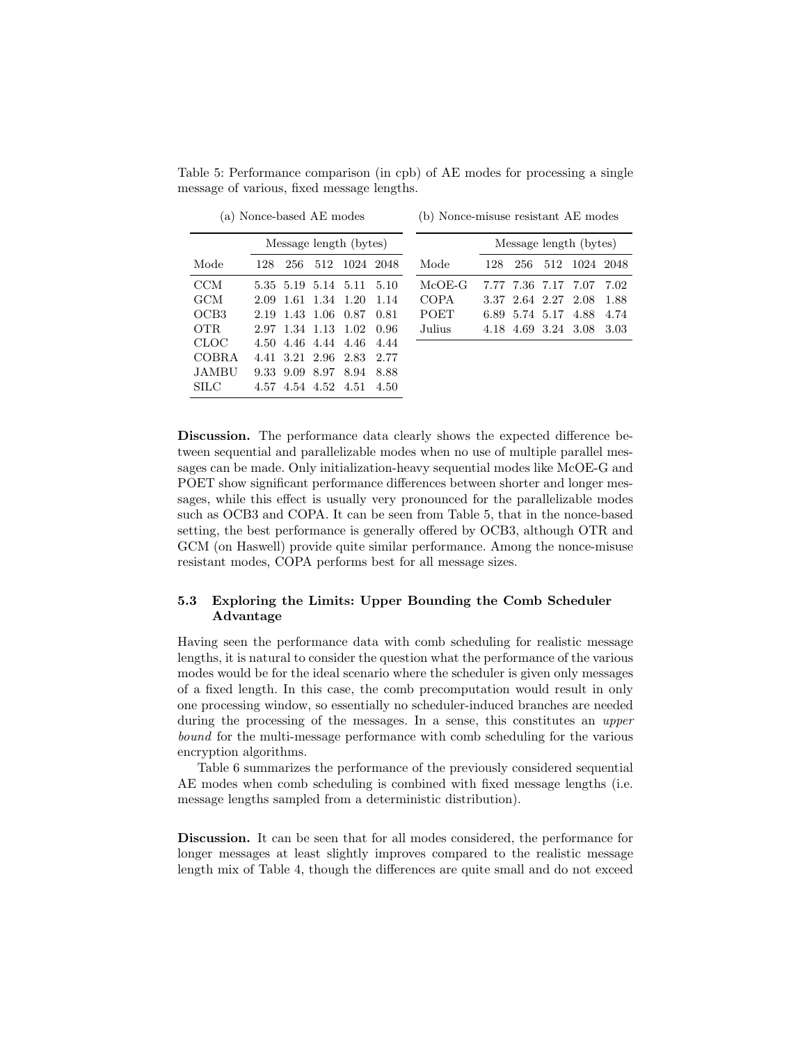Table 5: Performance comparison (in cpb) of AE modes for processing a single message of various, fixed message lengths.

(a) Nonce-based AE modes

| | Message length (bytes) | | | | |
|---|---|---|---|---|---|
| Mode | 128 | 256 | 512 | 1024 | 2048 |
| CCM | 5.35 | 5.19 | 5.14 | 5.11 | 5.10 |
| GCM | 2.09 | 1.61 | 1.34 | 1.20 | 1.14 |
| OCB3 | 2.19 | 1.43 | 1.06 | 0.87 | 0.81 |
| OTR | 2.97 | 1.34 | 1.13 | 1.02 | 0.96 |
| CLOC | 4.50 | 4.46 | 4.44 | 4.46 | 4.44 |
| COBRA | 4.41 | 3.21 | 2.96 | 2.83 | 2.77 |
| JAMBU | 9.33 | 9.09 | 8.97 | 8.94 | 8.88 |
| SILC | 4.57 | 4.54 | 4.52 | 4.51 | 4.50 |

(b) Nonce-misuse resistant AE modes

| | Message length (bytes) | | | | |
|---|---|---|---|---|---|
| Mode | 128 | 256 | 512 | 1024 | 2048 |
| McOE-G | 7.77 | 7.36 | 7.17 | 7.07 | 7.02 |
| COPA | 3.37 | 2.64 | 2.27 | 2.08 | 1.88 |
| POET | 6.89 | 5.74 | 5.17 | 4.88 | 4.74 |
| Julius | 4.18 | 4.69 | 3.24 | 3.08 | 3.03 |

**Discussion.** The performance data clearly shows the expected difference between sequential and parallelizable modes when no use of multiple parallel messages can be made. Only initialization-heavy sequential modes like McOE-G and POET show significant performance differences between shorter and longer messages, while this effect is usually very pronounced for the parallelizable modes such as OCB3 and COPA. It can be seen from Table 5, that in the nonce-based setting, the best performance is generally offered by OCB3, although OTR and GCM (on Haswell) provide quite similar performance. Among the nonce-misuse resistant modes, COPA performs best for all message sizes.

### 5.3 Exploring the Limits: Upper Bounding the Comb Scheduler Advantage

Having seen the performance data with comb scheduling for realistic message lengths, it is natural to consider the question what the performance of the various modes would be for the ideal scenario where the scheduler is given only messages of a fixed length. In this case, the comb precomputation would result in only one processing window, so essentially no scheduler-induced branches are needed during the processing of the messages. In a sense, this constitutes an *upper bound* for the multi-message performance with comb scheduling for the various encryption algorithms.

Table 6 summarizes the performance of the previously considered sequential AE modes when comb scheduling is combined with fixed message lengths (i.e. message lengths sampled from a deterministic distribution).

**Discussion.** It can be seen that for all modes considered, the performance for longer messages at least slightly improves compared to the realistic message length mix of Table 4, though the differences are quite small and do not exceed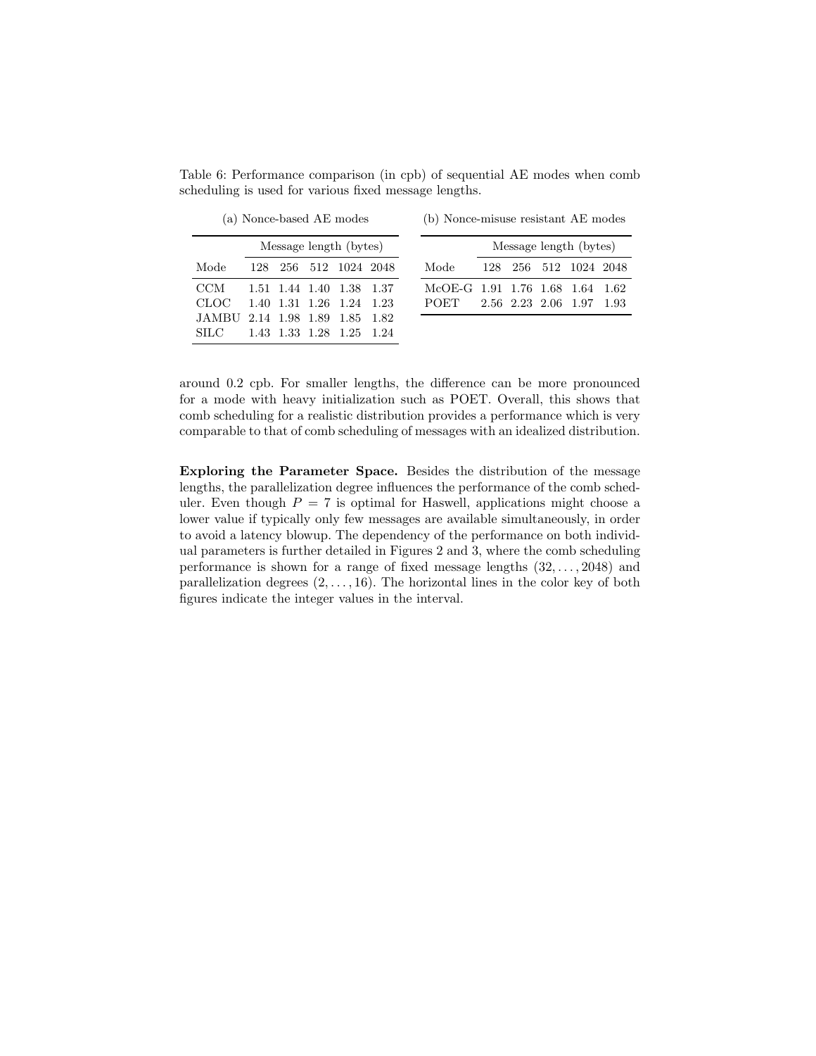Table 6: Performance comparison (in cpb) of sequential AE modes when comb scheduling is used for various fixed message lengths.

(a) Nonce-based AE modes

| | Message length (bytes) | | | | |
|---|---|---|---|---|---|
| Mode | 128 | 256 | 512 | 1024 | 2048 |
| CCM | 1.51 | 1.44 | 1.40 | 1.38 | 1.37 |
| CLOC | 1.40 | 1.31 | 1.26 | 1.24 | 1.23 |
| JAMBU | 2.14 | 1.98 | 1.89 | 1.85 | 1.82 |
| SILC | 1.43 | 1.33 | 1.28 | 1.25 | 1.24 |

(b) Nonce-misuse resistant AE modes

| | Message length (bytes) | | | | |
|---|---|---|---|---|---|
| Mode | 128 | 256 | 512 | 1024 | 2048 |
| McOE-G | 1.91 | 1.76 | 1.68 | 1.64 | 1.62 |
| POET | 2.56 | 2.23 | 2.06 | 1.97 | 1.93 |

around 0.2 cpb. For smaller lengths, the difference can be more pronounced for a mode with heavy initialization such as POET. Overall, this shows that comb scheduling for a realistic distribution provides a performance which is very comparable to that of comb scheduling of messages with an idealized distribution.

**Exploring the Parameter Space.** Besides the distribution of the message lengths, the parallelization degree influences the performance of the comb scheduler. Even though $P = 7$ is optimal for Haswell, applications might choose a lower value if typically only few messages are available simultaneously, in order to avoid a latency blowup. The dependency of the performance on both individual parameters is further detailed in Figures 2 and 3, where the comb scheduling performance is shown for a range of fixed message lengths $(32, \ldots, 2048)$ and parallelization degrees $(2, \ldots, 16)$. The horizontal lines in the color key of both figures indicate the integer values in the interval.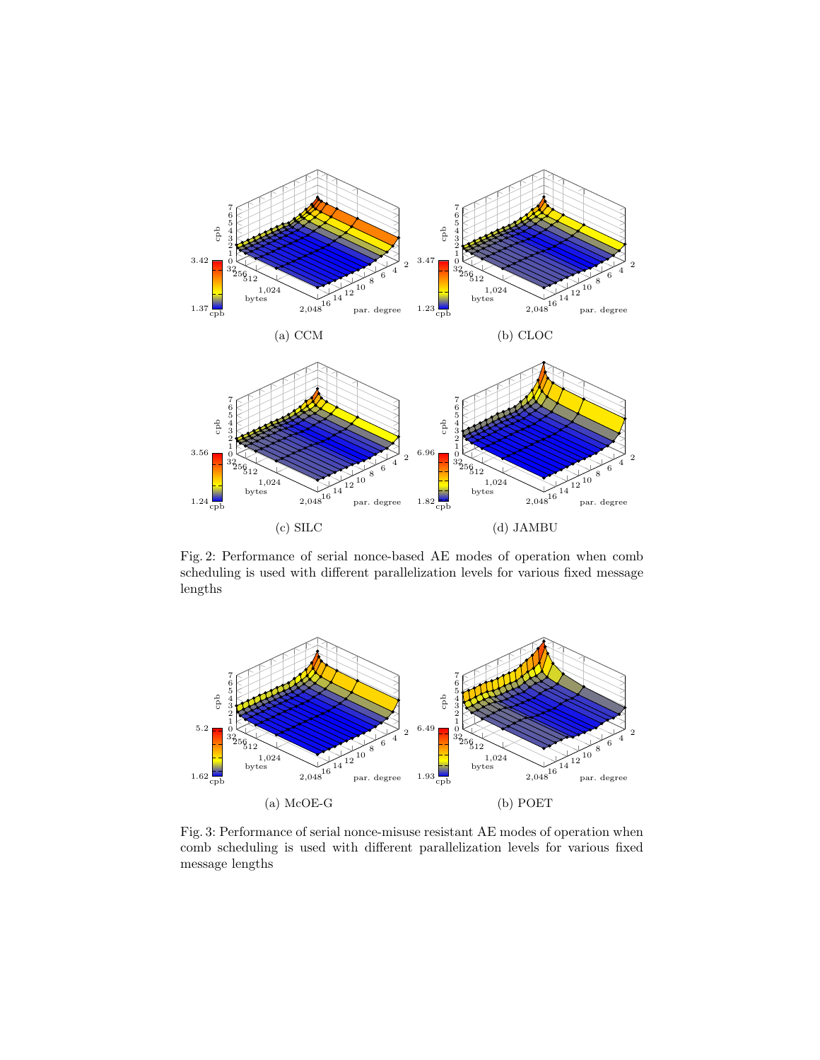(a) CCM

(b) CLOC

(c) SILC

(d) JAMBU

Fig. 2: Performance of serial nonce-based AE modes of operation when comb scheduling is used with different parallelization levels for various fixed message lengths

(a) McOE-G

(b) POET

Fig. 3: Performance of serial nonce-misuse resistant AE modes of operation when comb scheduling is used with different parallelization levels for various fixed message lengths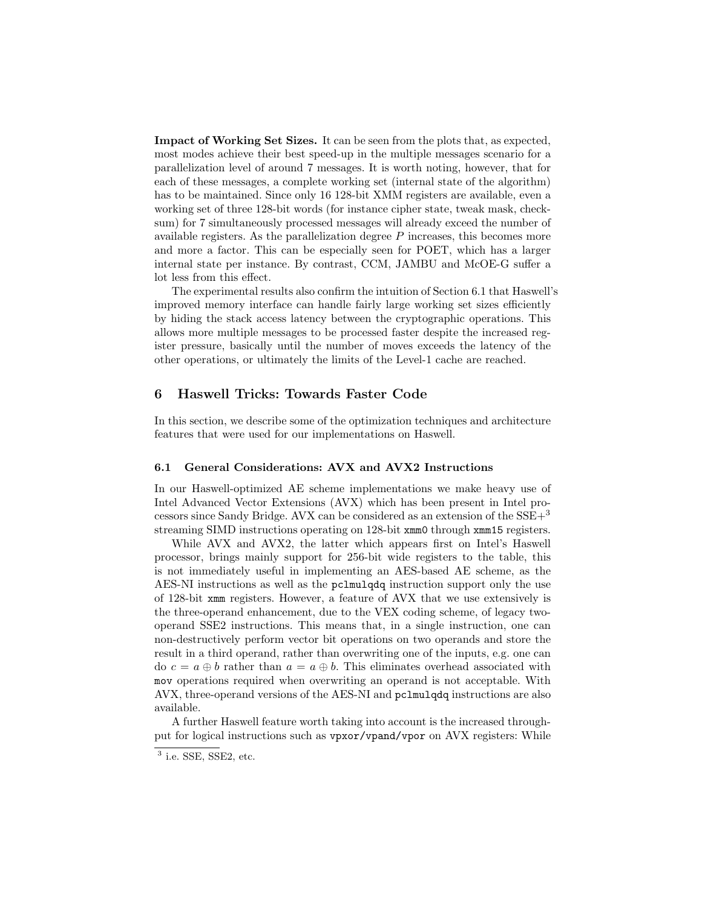**Impact of Working Set Sizes.** It can be seen from the plots that, as expected, most modes achieve their best speed-up in the multiple messages scenario for a parallelization level of around 7 messages. It is worth noting, however, that for each of these messages, a complete working set (internal state of the algorithm) has to be maintained. Since only 16 128-bit XMM registers are available, even a working set of three 128-bit words (for instance cipher state, tweak mask, checksum) for 7 simultaneously processed messages will already exceed the number of available registers. As the parallelization degree $P$ increases, this becomes more and more a factor. This can be especially seen for POET, which has a larger internal state per instance. By contrast, CCM, JAMBU and McOE-G suffer a lot less from this effect.

The experimental results also confirm the intuition of Section 6.1 that Haswell's improved memory interface can handle fairly large working set sizes efficiently by hiding the stack access latency between the cryptographic operations. This allows more multiple messages to be processed faster despite the increased register pressure, basically until the number of moves exceeds the latency of the other operations, or ultimately the limits of the Level-1 cache are reached.

## 6 Haswell Tricks: Towards Faster Code

In this section, we describe some of the optimization techniques and architecture features that were used for our implementations on Haswell.

### 6.1 General Considerations: AVX and AVX2 Instructions

In our Haswell-optimized AE scheme implementations we make heavy use of Intel Advanced Vector Extensions (AVX) which has been present in Intel processors since Sandy Bridge. AVX can be considered as an extension of the SSE+[3] streaming SIMD instructions operating on 128-bit `xmm0` through `xmm15` registers.

While AVX and AVX2, the latter which appears first on Intel's Haswell processor, brings mainly support for 256-bit wide registers to the table, this is not immediately useful in implementing an AES-based AE scheme, as the AES-NI instructions as well as the `pclmulqdq` instruction support only the use of 128-bit `xmm` registers. However, a feature of AVX that we use extensively is the three-operand enhancement, due to the VEX coding scheme, of legacy two-operand SSE2 instructions. This means that, in a single instruction, one can non-destructively perform vector bit operations on two operands and store the result in a third operand, rather than overwriting one of the inputs, e.g. one can do $c = a \oplus b$ rather than $a = a \oplus b$. This eliminates overhead associated with `mov` operations required when overwriting an operand is not acceptable. With AVX, three-operand versions of the AES-NI and `pclmulqdq` instructions are also available.

A further Haswell feature worth taking into account is the increased throughput for logical instructions such as `vpxor/vpand/vpor` on AVX registers: While

[3] i.e. SSE, SSE2, etc.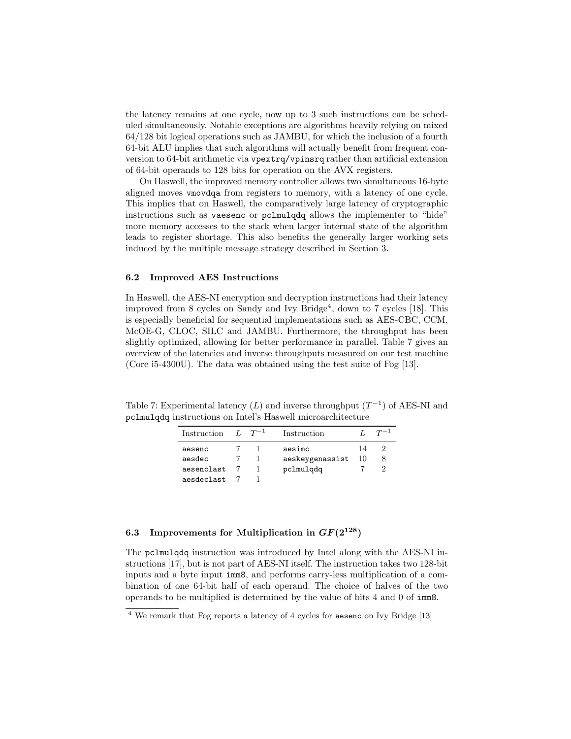the latency remains at one cycle, now up to 3 such instructions can be scheduled simultaneously. Notable exceptions are algorithms heavily relying on mixed 64/128 bit logical operations such as JAMBU, for which the inclusion of a fourth 64-bit ALU implies that such algorithms will actually benefit from frequent conversion to 64-bit arithmetic via `vpextrq/vpinsrq` rather than artificial extension of 64-bit operands to 128 bits for operation on the AVX registers.

On Haswell, the improved memory controller allows two simultaneous 16-byte aligned moves `vmovdqa` from registers to memory, with a latency of one cycle. This implies that on Haswell, the comparatively large latency of cryptographic instructions such as `vaesenc` or `pclmulqdq` allows the implementer to "hide" more memory accesses to the stack when larger internal state of the algorithm leads to register shortage. This also benefits the generally larger working sets induced by the multiple message strategy described in Section 3.

### 6.2 Improved AES Instructions

In Haswell, the AES-NI encryption and decryption instructions had their latency improved from 8 cycles on Sandy and Ivy Bridge[4], down to 7 cycles [18]. This is especially beneficial for sequential implementations such as AES-CBC, CCM, McOE-G, CLOC, SILC and JAMBU. Furthermore, the throughput has been slightly optimized, allowing for better performance in parallel. Table 7 gives an overview of the latencies and inverse throughputs measured on our test machine (Core i5-4300U). The data was obtained using the test suite of Fog [13].

Table 7: Experimental latency ($L$) and inverse throughput ($T^{-1}$) of AES-NI and `pclmulqdq` instructions on Intel's Haswell microarchitecture

| Instruction | $L$ | $T^{-1}$ | Instruction | $L$ | $T^{-1}$ |
|---|---|---|---|---|---|
| `aesenc` | 7 | 1 | `aesimc` | 14 | 2 |
| `aesdec` | 7 | 1 | `aeskeygenassist` | 10 | 8 |
| `aesenclast` | 7 | 1 | `pclmulqdq` | 7 | 2 |
| `aesdeclast` | 7 | 1 | | | |

### 6.3 Improvements for Multiplication in $GF(2^{128})$

The `pclmulqdq` instruction was introduced by Intel along with the AES-NI instructions [17], but is not part of AES-NI itself. The instruction takes two 128-bit inputs and a byte input `imm8`, and performs carry-less multiplication of a combination of one 64-bit half of each operand. The choice of halves of the two operands to be multiplied is determined by the value of bits 4 and 0 of `imm8`.

[4] We remark that Fog reports a latency of 4 cycles for `aesenc` on Ivy Bridge [13]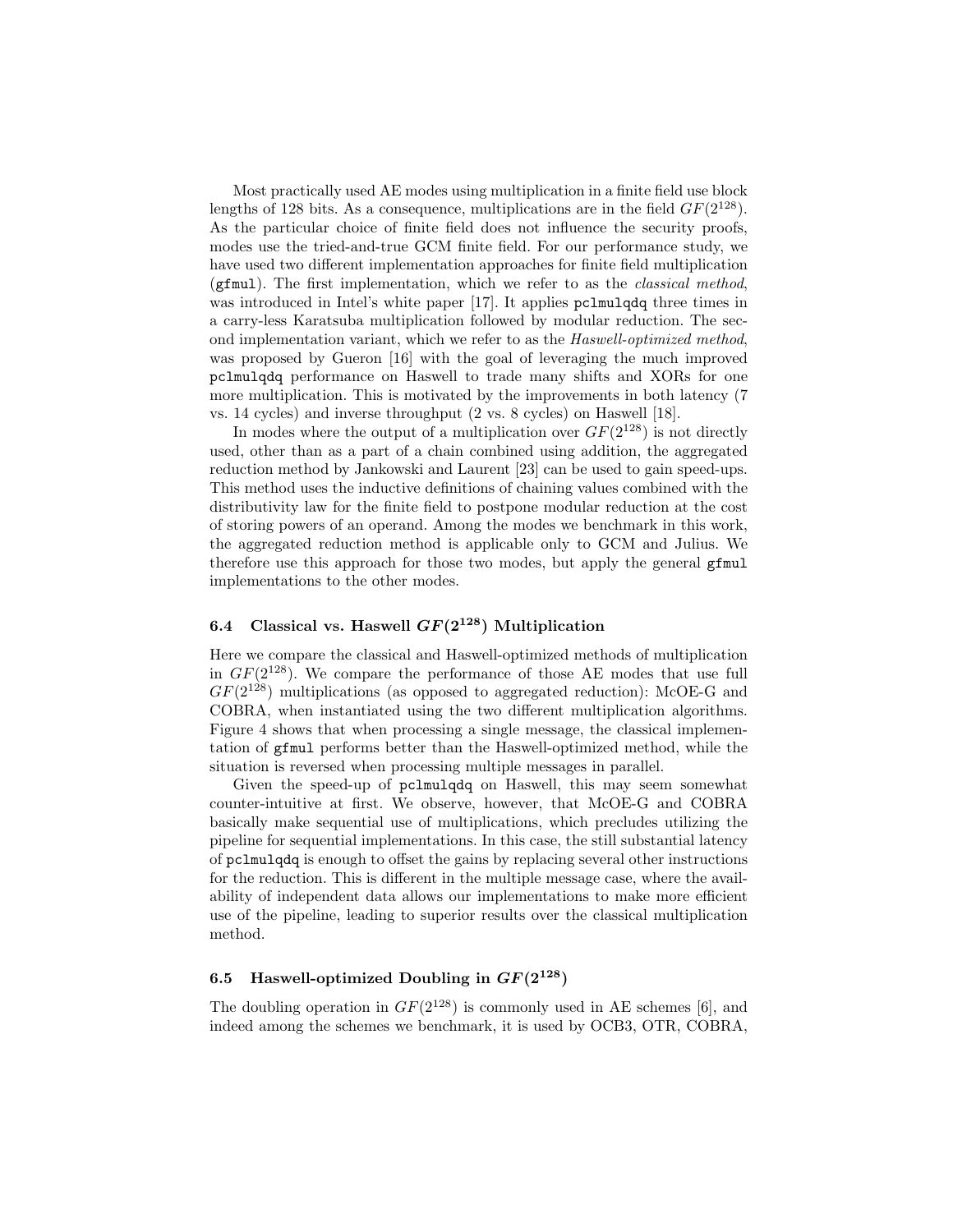Most practically used AE modes using multiplication in a finite field use block lengths of 128 bits. As a consequence, multiplications are in the field $GF(2^{128})$. As the particular choice of finite field does not influence the security proofs, modes use the tried-and-true GCM finite field. For our performance study, we have used two different implementation approaches for finite field multiplication (`gfmul`). The first implementation, which we refer to as the *classical method*, was introduced in Intel's white paper [17]. It applies `pclmulqdq` three times in a carry-less Karatsuba multiplication followed by modular reduction. The second implementation variant, which we refer to as the *Haswell-optimized method*, was proposed by Gueron [16] with the goal of leveraging the much improved `pclmulqdq` performance on Haswell to trade many shifts and XORs for one more multiplication. This is motivated by the improvements in both latency (7 vs. 14 cycles) and inverse throughput (2 vs. 8 cycles) on Haswell [18].

In modes where the output of a multiplication over $GF(2^{128})$ is not directly used, other than as a part of a chain combined using addition, the aggregated reduction method by Jankowski and Laurent [23] can be used to gain speed-ups. This method uses the inductive definitions of chaining values combined with the distributivity law for the finite field to postpone modular reduction at the cost of storing powers of an operand. Among the modes we benchmark in this work, the aggregated reduction method is applicable only to GCM and Julius. We therefore use this approach for those two modes, but apply the general `gfmul` implementations to the other modes.

### 6.4 Classical vs. Haswell $GF(2^{128})$ Multiplication

Here we compare the classical and Haswell-optimized methods of multiplication in $GF(2^{128})$. We compare the performance of those AE modes that use full $GF(2^{128})$ multiplications (as opposed to aggregated reduction): McOE-G and COBRA, when instantiated using the two different multiplication algorithms. Figure 4 shows that when processing a single message, the classical implementation of `gfmul` performs better than the Haswell-optimized method, while the situation is reversed when processing multiple messages in parallel.

Given the speed-up of `pclmulqdq` on Haswell, this may seem somewhat counter-intuitive at first. We observe, however, that McOE-G and COBRA basically make sequential use of multiplications, which precludes utilizing the pipeline for sequential implementations. In this case, the still substantial latency of `pclmulqdq` is enough to offset the gains by replacing several other instructions for the reduction. This is different in the multiple message case, where the availability of independent data allows our implementations to make more efficient use of the pipeline, leading to superior results over the classical multiplication method.

### 6.5 Haswell-optimized Doubling in $GF(2^{128})$

The doubling operation in $GF(2^{128})$ is commonly used in AE schemes [6], and indeed among the schemes we benchmark, it is used by OCB3, OTR, COBRA,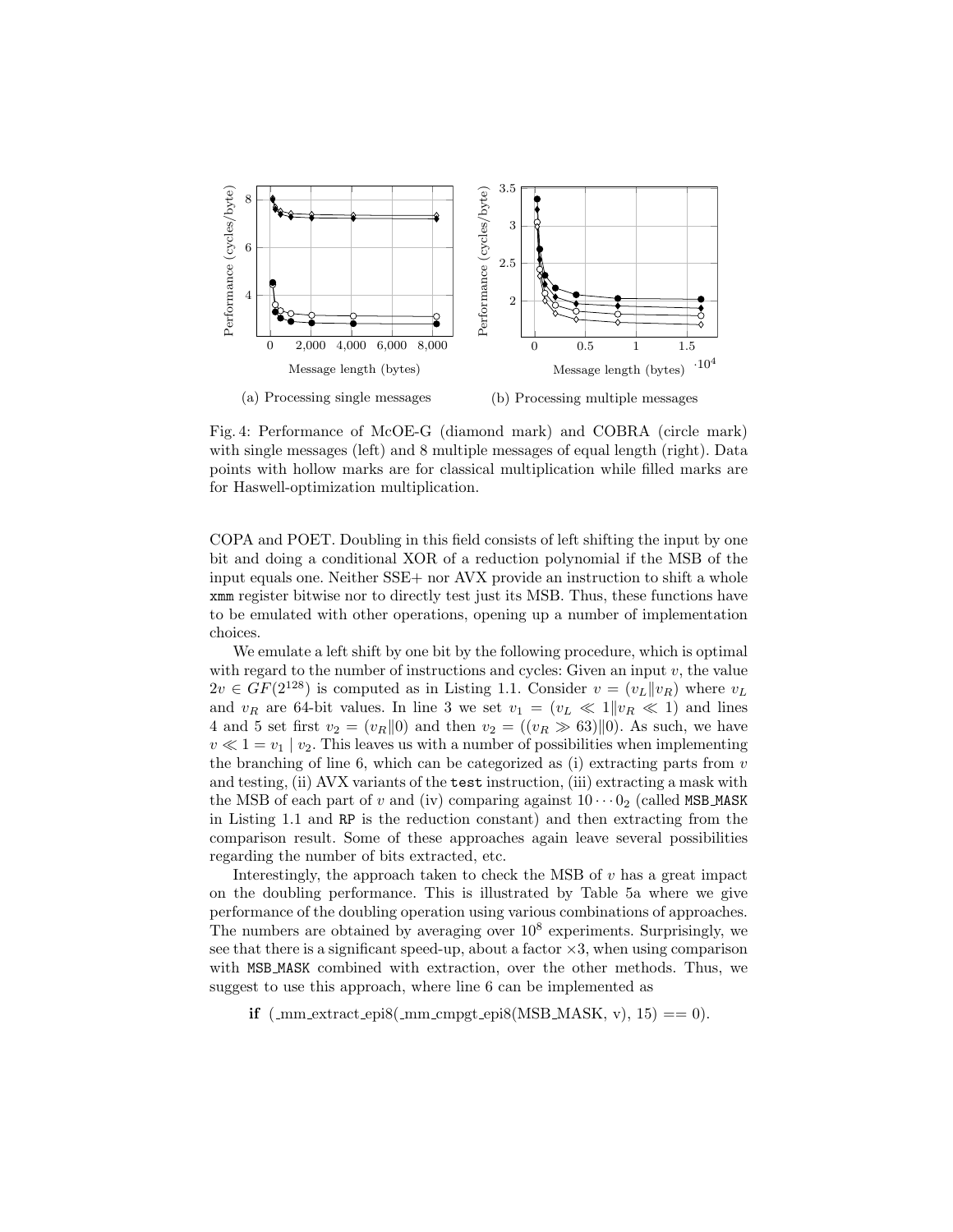(a) Processing single messages

(b) Processing multiple messages

Fig. 4: Performance of McOE-G (diamond mark) and COBRA (circle mark) with single messages (left) and 8 multiple messages of equal length (right). Data points with hollow marks are for classical multiplication while filled marks are for Haswell-optimization multiplication.

COPA and POET. Doubling in this field consists of left shifting the input by one bit and doing a conditional XOR of a reduction polynomial if the MSB of the input equals one. Neither SSE+ nor AVX provide an instruction to shift a whole `xmm` register bitwise nor to directly test just its MSB. Thus, these functions have to be emulated with other operations, opening up a number of implementation choices.

We emulate a left shift by one bit by the following procedure, which is optimal with regard to the number of instructions and cycles: Given an input $v$, the value $2v \in GF(2^{128})$ is computed as in Listing 1.1. Consider $v = (v_L \| v_R)$ where $v_L$ and $v_R$ are 64-bit values. In line 3 we set $v_1 = (v_L \ll 1 \| v_R \ll 1)$ and lines 4 and 5 set first $v_2 = (v_R \| 0)$ and then $v_2 = ((v_R \gg 63) \| 0)$. As such, we have $v \ll 1 = v_1 \mid v_2$. This leaves us with a number of possibilities when implementing the branching of line 6, which can be categorized as (i) extracting parts from $v$ and testing, (ii) AVX variants of the `test` instruction, (iii) extracting a mask with the MSB of each part of $v$ and (iv) comparing against $10 \cdots 0_2$ (called `MSB_MASK` in Listing 1.1 and `RP` is the reduction constant) and then extracting from the comparison result. Some of these approaches again leave several possibilities regarding the number of bits extracted, etc.

Interestingly, the approach taken to check the MSB of $v$ has a great impact on the doubling performance. This is illustrated by Table 5a where we give performance of the doubling operation using various combinations of approaches. The numbers are obtained by averaging over $10^8$ experiments. Surprisingly, we see that there is a significant speed-up, about a factor $\times 3$, when using comparison with `MSB_MASK` combined with extraction, over the other methods. Thus, we suggest to use this approach, where line 6 can be implemented as

**if** (_mm_extract_epi8(_mm_cmpgt_epi8(MSB_MASK, v), 15) == 0).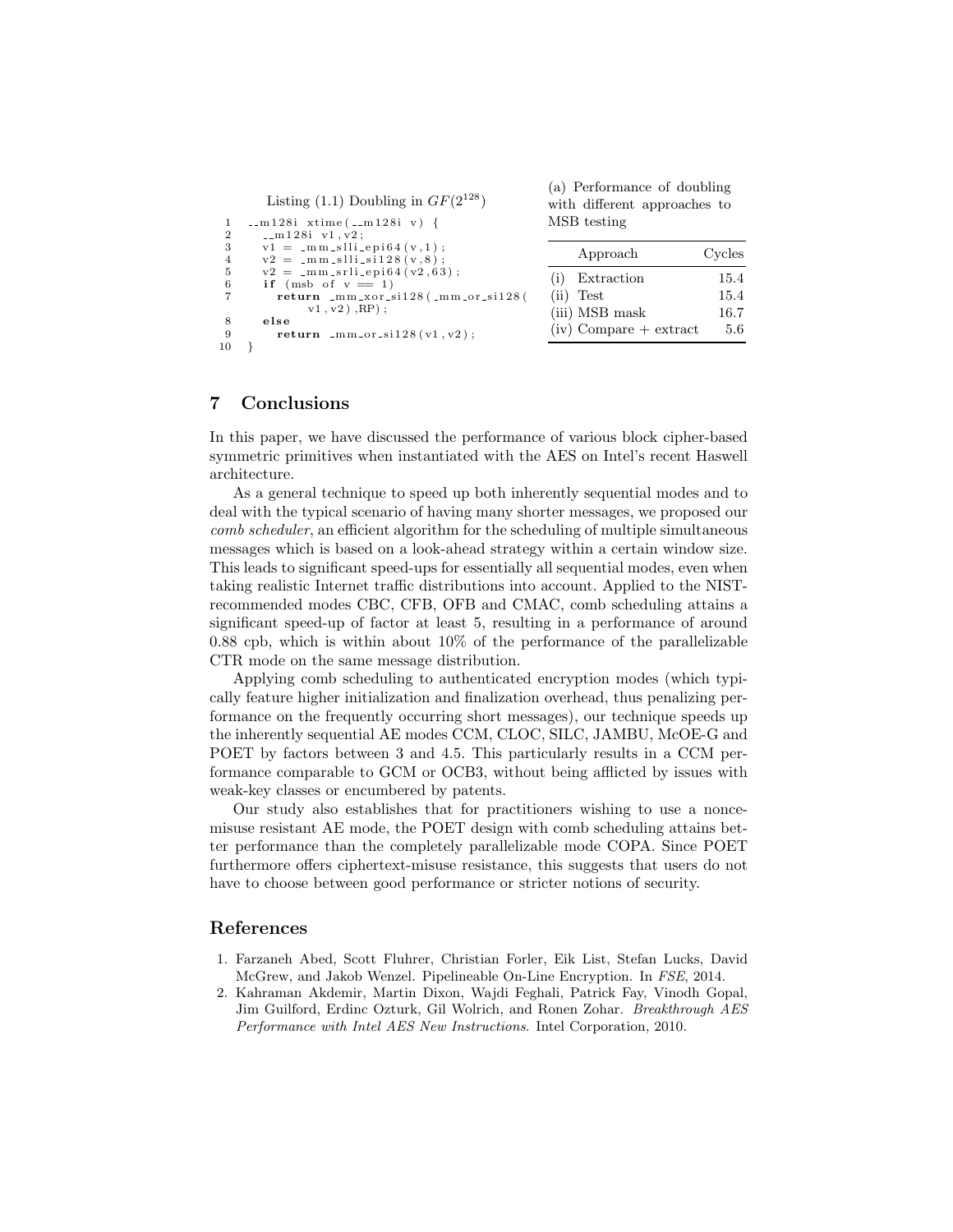Listing (1.1) Doubling in $GF(2^{128})$

```
1  __m128i xtime(__m128i v) {
2     __m128i v1,v2;
3     v1 = _mm_slli_epi64(v,1);
4     v2 = _mm_slli_si128(v,8);
5     v2 = _mm_srli_epi64(v2,63);
6     if (msb of v == 1)
7        return _mm_xor_si128(_mm_or_si128(
              v1,v2),RP);
8     else
9        return _mm_or_si128(v1,v2);
10 }
```

(a) Performance of doubling with different approaches to MSB testing

| Approach | Cycles |
|---|---|
| (i) Extraction | 15.4 |
| (ii) Test | 15.4 |
| (iii) MSB mask | 16.7 |
| (iv) Compare + extract | 5.6 |

## 7 Conclusions

In this paper, we have discussed the performance of various block cipher-based symmetric primitives when instantiated with the AES on Intel's recent Haswell architecture.

As a general technique to speed up both inherently sequential modes and to deal with the typical scenario of having many shorter messages, we proposed our *comb scheduler*, an efficient algorithm for the scheduling of multiple simultaneous messages which is based on a look-ahead strategy within a certain window size. This leads to significant speed-ups for essentially all sequential modes, even when taking realistic Internet traffic distributions into account. Applied to the NIST-recommended modes CBC, CFB, OFB and CMAC, comb scheduling attains a significant speed-up of factor at least 5, resulting in a performance of around 0.88 cpb, which is within about 10% of the performance of the parallelizable CTR mode on the same message distribution.

Applying comb scheduling to authenticated encryption modes (which typically feature higher initialization and finalization overhead, thus penalizing performance on the frequently occurring short messages), our technique speeds up the inherently sequential AE modes CCM, CLOC, SILC, JAMBU, McOE-G and POET by factors between 3 and 4.5. This particularly results in a CCM performance comparable to GCM or OCB3, without being afflicted by issues with weak-key classes or encumbered by patents.

Our study also establishes that for practitioners wishing to use a nonce-misuse resistant AE mode, the POET design with comb scheduling attains better performance than the completely parallelizable mode COPA. Since POET furthermore offers ciphertext-misuse resistance, this suggests that users do not have to choose between good performance or stricter notions of security.

## References

1. Farzaneh Abed, Scott Fluhrer, Christian Forler, Eik List, Stefan Lucks, David McGrew, and Jakob Wenzel. Pipelineable On-Line Encryption. In *FSE*, 2014.
2. Kahraman Akdemir, Martin Dixon, Wajdi Feghali, Patrick Fay, Vinodh Gopal, Jim Guilford, Erdinc Ozturk, Gil Wolrich, and Ronen Zohar. *Breakthrough AES Performance with Intel AES New Instructions.* Intel Corporation, 2010.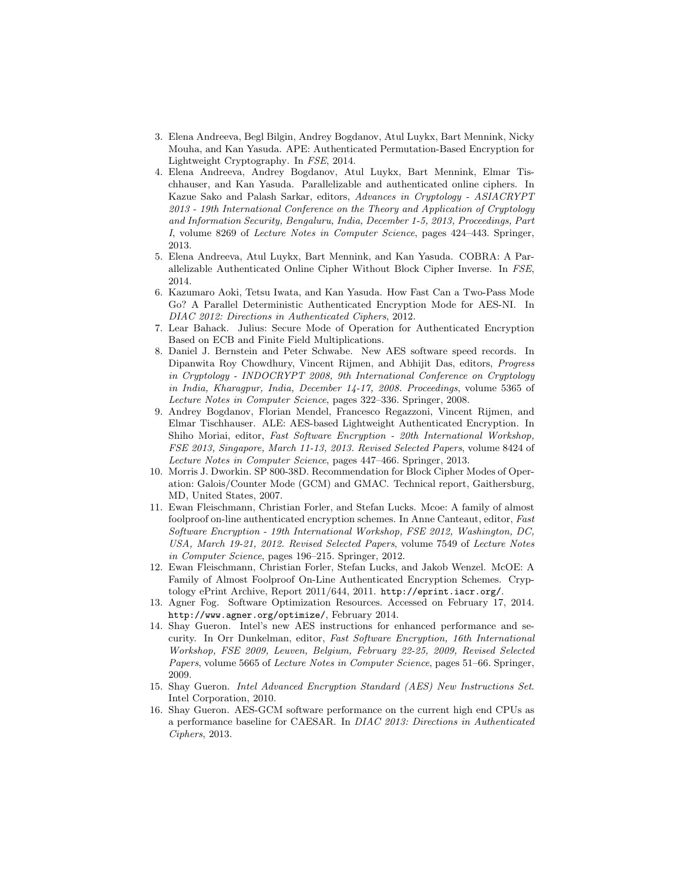3. Elena Andreeva, Begl Bilgin, Andrey Bogdanov, Atul Luykx, Bart Mennink, Nicky Mouha, and Kan Yasuda. APE: Authenticated Permutation-Based Encryption for Lightweight Cryptography. In *FSE*, 2014.
4. Elena Andreeva, Andrey Bogdanov, Atul Luykx, Bart Mennink, Elmar Tischhauser, and Kan Yasuda. Parallelizable and authenticated online ciphers. In Kazue Sako and Palash Sarkar, editors, *Advances in Cryptology - ASIACRYPT 2013 - 19th International Conference on the Theory and Application of Cryptology and Information Security, Bengaluru, India, December 1-5, 2013, Proceedings, Part I*, volume 8269 of *Lecture Notes in Computer Science*, pages 424–443. Springer, 2013.
5. Elena Andreeva, Atul Luykx, Bart Mennink, and Kan Yasuda. COBRA: A Parallelizable Authenticated Online Cipher Without Block Cipher Inverse. In *FSE*, 2014.
6. Kazumaro Aoki, Tetsu Iwata, and Kan Yasuda. How Fast Can a Two-Pass Mode Go? A Parallel Deterministic Authenticated Encryption Mode for AES-NI. In *DIAC 2012: Directions in Authenticated Ciphers*, 2012.
7. Lear Bahack. Julius: Secure Mode of Operation for Authenticated Encryption Based on ECB and Finite Field Multiplications.
8. Daniel J. Bernstein and Peter Schwabe. New AES software speed records. In Dipanwita Roy Chowdhury, Vincent Rijmen, and Abhijit Das, editors, *Progress in Cryptology - INDOCRYPT 2008, 9th International Conference on Cryptology in India, Kharagpur, India, December 14-17, 2008. Proceedings*, volume 5365 of *Lecture Notes in Computer Science*, pages 322–336. Springer, 2008.
9. Andrey Bogdanov, Florian Mendel, Francesco Regazzoni, Vincent Rijmen, and Elmar Tischhauser. ALE: AES-based Lightweight Authenticated Encryption. In Shiho Moriai, editor, *Fast Software Encryption - 20th International Workshop, FSE 2013, Singapore, March 11-13, 2013. Revised Selected Papers*, volume 8424 of *Lecture Notes in Computer Science*, pages 447–466. Springer, 2013.
10. Morris J. Dworkin. SP 800-38D. Recommendation for Block Cipher Modes of Operation: Galois/Counter Mode (GCM) and GMAC. Technical report, Gaithersburg, MD, United States, 2007.
11. Ewan Fleischmann, Christian Forler, and Stefan Lucks. Mcoe: A family of almost foolproof on-line authenticated encryption schemes. In Anne Canteaut, editor, *Fast Software Encryption - 19th International Workshop, FSE 2012, Washington, DC, USA, March 19-21, 2012. Revised Selected Papers*, volume 7549 of *Lecture Notes in Computer Science*, pages 196–215. Springer, 2012.
12. Ewan Fleischmann, Christian Forler, Stefan Lucks, and Jakob Wenzel. McOE: A Family of Almost Foolproof On-Line Authenticated Encryption Schemes. Cryptology ePrint Archive, Report 2011/644, 2011. `http://eprint.iacr.org/`.
13. Agner Fog. Software Optimization Resources. Accessed on February 17, 2014. `http://www.agner.org/optimize/`, February 2014.
14. Shay Gueron. Intel's new AES instructions for enhanced performance and security. In Orr Dunkelman, editor, *Fast Software Encryption, 16th International Workshop, FSE 2009, Leuven, Belgium, February 22-25, 2009, Revised Selected Papers*, volume 5665 of *Lecture Notes in Computer Science*, pages 51–66. Springer, 2009.
15. Shay Gueron. *Intel Advanced Encryption Standard (AES) New Instructions Set*. Intel Corporation, 2010.
16. Shay Gueron. AES-GCM software performance on the current high end CPUs as a performance baseline for CAESAR. In *DIAC 2013: Directions in Authenticated Ciphers*, 2013.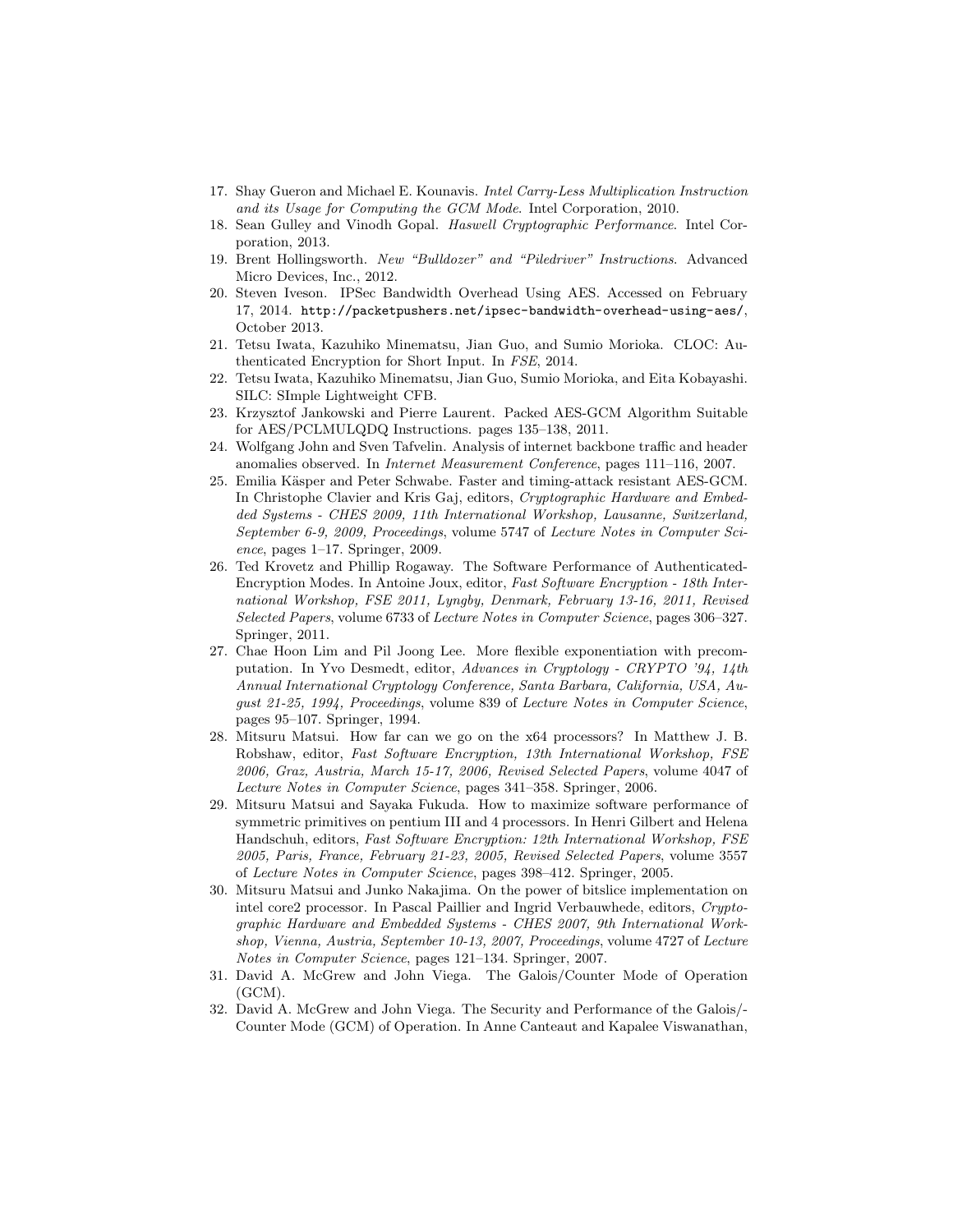17. Shay Gueron and Michael E. Kounavis. *Intel Carry-Less Multiplication Instruction and its Usage for Computing the GCM Mode*. Intel Corporation, 2010.
18. Sean Gulley and Vinodh Gopal. *Haswell Cryptographic Performance*. Intel Corporation, 2013.
19. Brent Hollingsworth. *New "Bulldozer" and "Piledriver" Instructions*. Advanced Micro Devices, Inc., 2012.
20. Steven Iveson. IPSec Bandwidth Overhead Using AES. Accessed on February 17, 2014. `http://packetpushers.net/ipsec-bandwidth-overhead-using-aes/`, October 2013.
21. Tetsu Iwata, Kazuhiko Minematsu, Jian Guo, and Sumio Morioka. CLOC: Authenticated Encryption for Short Input. In *FSE*, 2014.
22. Tetsu Iwata, Kazuhiko Minematsu, Jian Guo, Sumio Morioka, and Eita Kobayashi. SILC: SImple Lightweight CFB.
23. Krzysztof Jankowski and Pierre Laurent. Packed AES-GCM Algorithm Suitable for AES/PCLMULQDQ Instructions. pages 135–138, 2011.
24. Wolfgang John and Sven Tafvelin. Analysis of internet backbone traffic and header anomalies observed. In *Internet Measurement Conference*, pages 111–116, 2007.
25. Emilia Käsper and Peter Schwabe. Faster and timing-attack resistant AES-GCM. In Christophe Clavier and Kris Gaj, editors, *Cryptographic Hardware and Embedded Systems - CHES 2009, 11th International Workshop, Lausanne, Switzerland, September 6-9, 2009, Proceedings*, volume 5747 of *Lecture Notes in Computer Science*, pages 1–17. Springer, 2009.
26. Ted Krovetz and Phillip Rogaway. The Software Performance of Authenticated-Encryption Modes. In Antoine Joux, editor, *Fast Software Encryption - 18th International Workshop, FSE 2011, Lyngby, Denmark, February 13-16, 2011, Revised Selected Papers*, volume 6733 of *Lecture Notes in Computer Science*, pages 306–327. Springer, 2011.
27. Chae Hoon Lim and Pil Joong Lee. More flexible exponentiation with precomputation. In Yvo Desmedt, editor, *Advances in Cryptology - CRYPTO '94, 14th Annual International Cryptology Conference, Santa Barbara, California, USA, August 21-25, 1994, Proceedings*, volume 839 of *Lecture Notes in Computer Science*, pages 95–107. Springer, 1994.
28. Mitsuru Matsui. How far can we go on the x64 processors? In Matthew J. B. Robshaw, editor, *Fast Software Encryption, 13th International Workshop, FSE 2006, Graz, Austria, March 15-17, 2006, Revised Selected Papers*, volume 4047 of *Lecture Notes in Computer Science*, pages 341–358. Springer, 2006.
29. Mitsuru Matsui and Sayaka Fukuda. How to maximize software performance of symmetric primitives on pentium III and 4 processors. In Henri Gilbert and Helena Handschuh, editors, *Fast Software Encryption: 12th International Workshop, FSE 2005, Paris, France, February 21-23, 2005, Revised Selected Papers*, volume 3557 of *Lecture Notes in Computer Science*, pages 398–412. Springer, 2005.
30. Mitsuru Matsui and Junko Nakajima. On the power of bitslice implementation on intel core2 processor. In Pascal Paillier and Ingrid Verbauwhede, editors, *Cryptographic Hardware and Embedded Systems - CHES 2007, 9th International Workshop, Vienna, Austria, September 10-13, 2007, Proceedings*, volume 4727 of *Lecture Notes in Computer Science*, pages 121–134. Springer, 2007.
31. David A. McGrew and John Viega. The Galois/Counter Mode of Operation (GCM).
32. David A. McGrew and John Viega. The Security and Performance of the Galois/-Counter Mode (GCM) of Operation. In Anne Canteaut and Kapalee Viswanathan,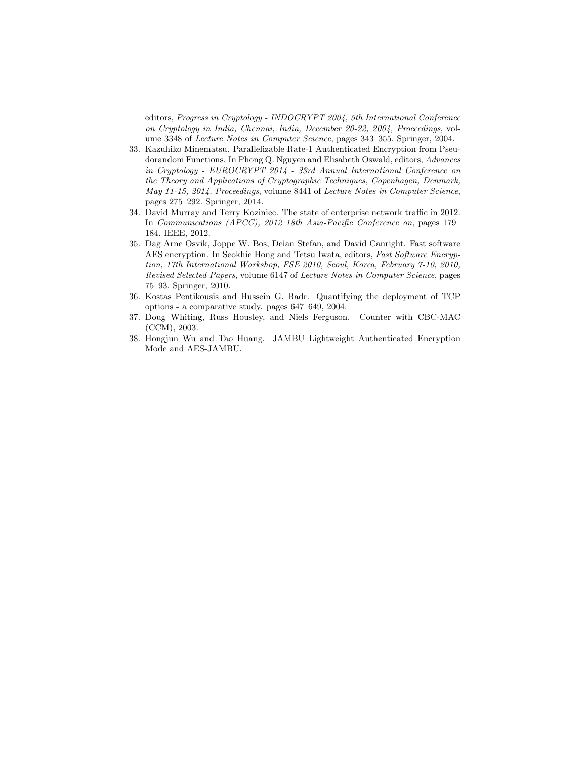editors, *Progress in Cryptology - INDOCRYPT 2004, 5th International Conference on Cryptology in India, Chennai, India, December 20-22, 2004, Proceedings*, volume 3348 of *Lecture Notes in Computer Science*, pages 343–355. Springer, 2004.

33. Kazuhiko Minematsu. Parallelizable Rate-1 Authenticated Encryption from Pseudorandom Functions. In Phong Q. Nguyen and Elisabeth Oswald, editors, *Advances in Cryptology - EUROCRYPT 2014 - 33rd Annual International Conference on the Theory and Applications of Cryptographic Techniques, Copenhagen, Denmark, May 11-15, 2014. Proceedings*, volume 8441 of *Lecture Notes in Computer Science*, pages 275–292. Springer, 2014.
34. David Murray and Terry Koziniec. The state of enterprise network traffic in 2012. In *Communications (APCC), 2012 18th Asia-Pacific Conference on*, pages 179–184. IEEE, 2012.
35. Dag Arne Osvik, Joppe W. Bos, Deian Stefan, and David Canright. Fast software AES encryption. In Seokhie Hong and Tetsu Iwata, editors, *Fast Software Encryption, 17th International Workshop, FSE 2010, Seoul, Korea, February 7-10, 2010, Revised Selected Papers*, volume 6147 of *Lecture Notes in Computer Science*, pages 75–93. Springer, 2010.
36. Kostas Pentikousis and Hussein G. Badr. Quantifying the deployment of TCP options - a comparative study. pages 647–649, 2004.
37. Doug Whiting, Russ Housley, and Niels Ferguson. Counter with CBC-MAC (CCM), 2003.
38. Hongjun Wu and Tao Huang. JAMBU Lightweight Authenticated Encryption Mode and AES-JAMBU.